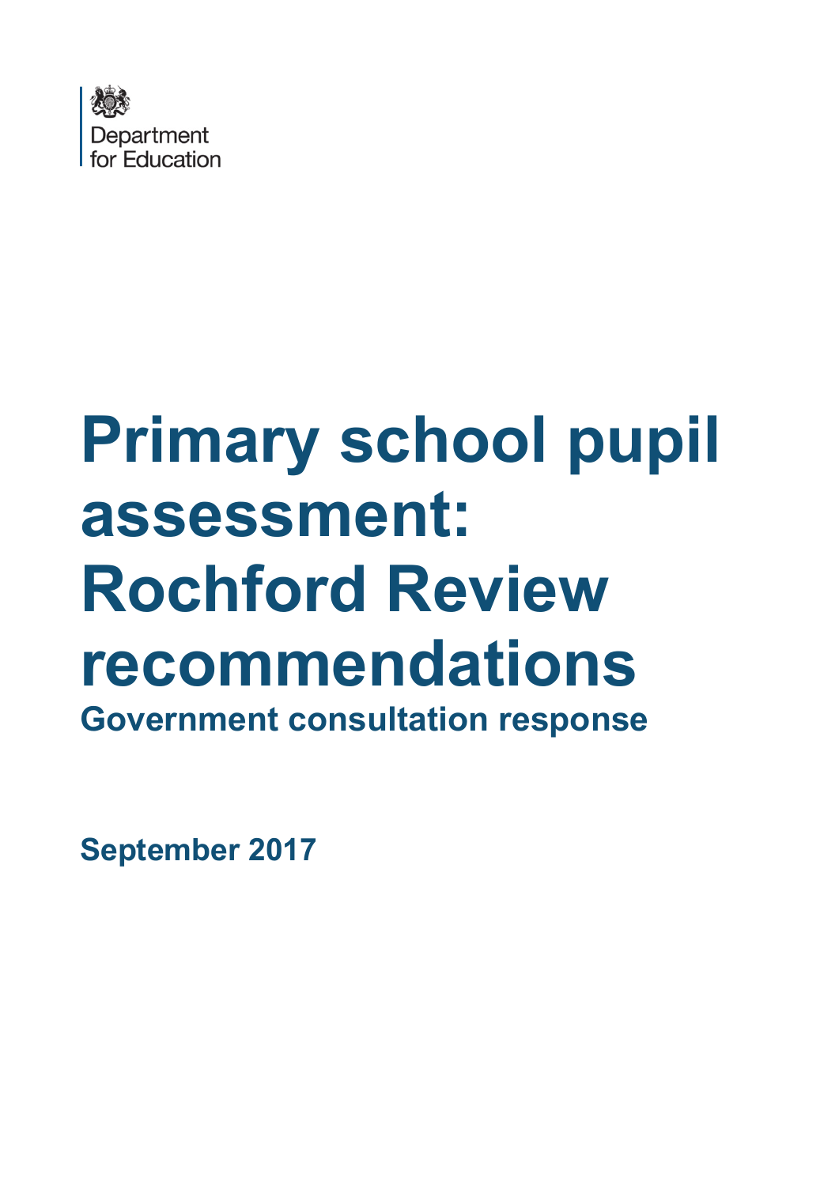Department for Education

# Primary school pupil assessment: Rochford Review recommendations

## Government consultation response

**September 2017**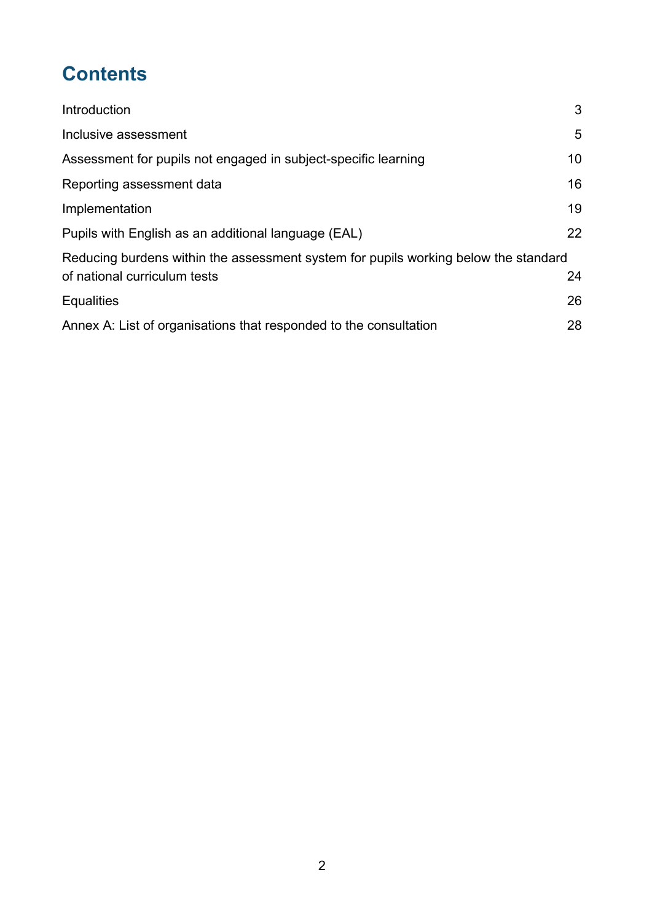# Contents

| | |
|---|---|
| Introduction | 3 |
| Inclusive assessment | 5 |
| Assessment for pupils not engaged in subject-specific learning | 10 |
| Reporting assessment data | 16 |
| Implementation | 19 |
| Pupils with English as an additional language (EAL) | 22 |
| Reducing burdens within the assessment system for pupils working below the standard of national curriculum tests | 24 |
| Equalities | 26 |
| Annex A: List of organisations that responded to the consultation | 28 |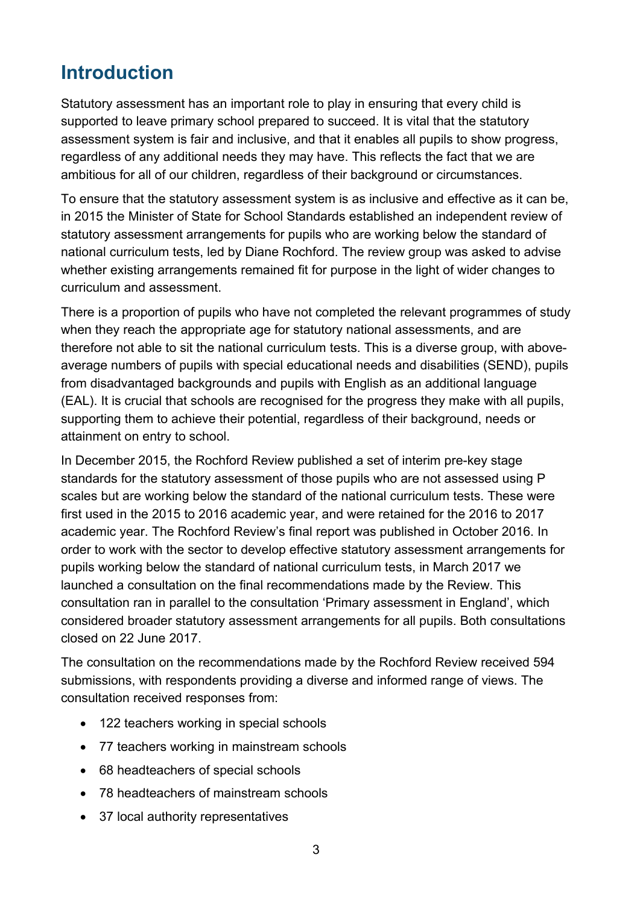## Introduction

Statutory assessment has an important role to play in ensuring that every child is supported to leave primary school prepared to succeed. It is vital that the statutory assessment system is fair and inclusive, and that it enables all pupils to show progress, regardless of any additional needs they may have. This reflects the fact that we are ambitious for all of our children, regardless of their background or circumstances.

To ensure that the statutory assessment system is as inclusive and effective as it can be, in 2015 the Minister of State for School Standards established an independent review of statutory assessment arrangements for pupils who are working below the standard of national curriculum tests, led by Diane Rochford. The review group was asked to advise whether existing arrangements remained fit for purpose in the light of wider changes to curriculum and assessment.

There is a proportion of pupils who have not completed the relevant programmes of study when they reach the appropriate age for statutory national assessments, and are therefore not able to sit the national curriculum tests. This is a diverse group, with above-average numbers of pupils with special educational needs and disabilities (SEND), pupils from disadvantaged backgrounds and pupils with English as an additional language (EAL). It is crucial that schools are recognised for the progress they make with all pupils, supporting them to achieve their potential, regardless of their background, needs or attainment on entry to school.

In December 2015, the Rochford Review published a set of interim pre-key stage standards for the statutory assessment of those pupils who are not assessed using P scales but are working below the standard of the national curriculum tests. These were first used in the 2015 to 2016 academic year, and were retained for the 2016 to 2017 academic year. The Rochford Review's final report was published in October 2016. In order to work with the sector to develop effective statutory assessment arrangements for pupils working below the standard of national curriculum tests, in March 2017 we launched a consultation on the final recommendations made by the Review. This consultation ran in parallel to the consultation 'Primary assessment in England', which considered broader statutory assessment arrangements for all pupils. Both consultations closed on 22 June 2017.

The consultation on the recommendations made by the Rochford Review received 594 submissions, with respondents providing a diverse and informed range of views. The consultation received responses from:

- 122 teachers working in special schools
- 77 teachers working in mainstream schools
- 68 headteachers of special schools
- 78 headteachers of mainstream schools
- 37 local authority representatives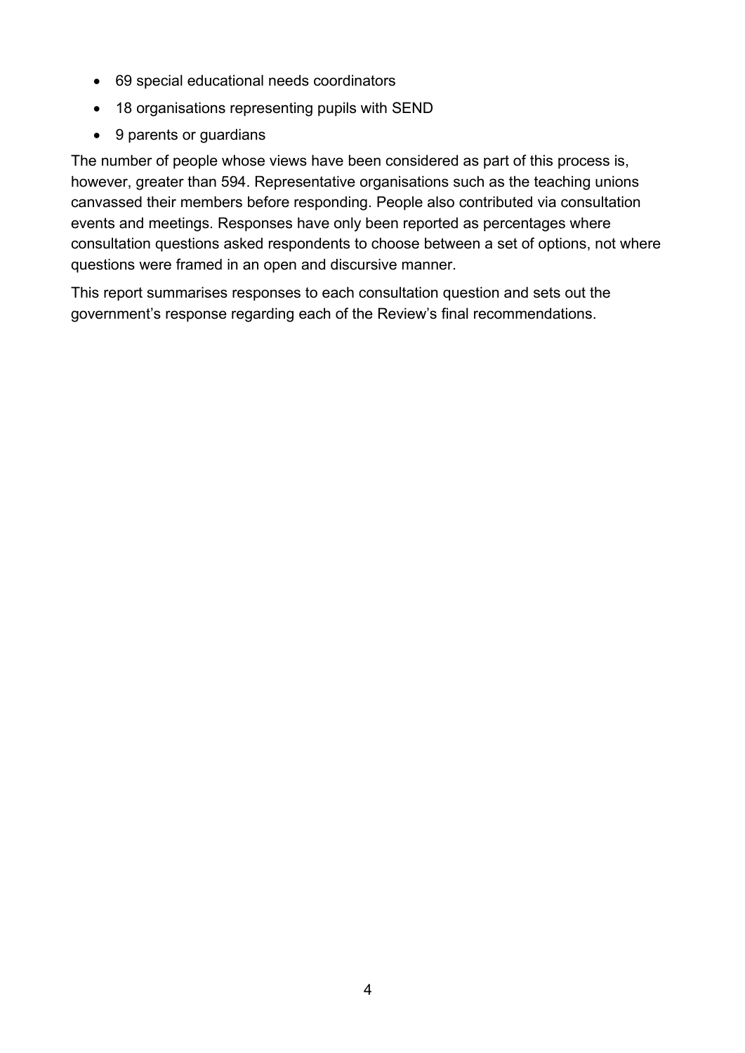- 69 special educational needs coordinators
- 18 organisations representing pupils with SEND
- 9 parents or guardians

The number of people whose views have been considered as part of this process is, however, greater than 594. Representative organisations such as the teaching unions canvassed their members before responding. People also contributed via consultation events and meetings. Responses have only been reported as percentages where consultation questions asked respondents to choose between a set of options, not where questions were framed in an open and discursive manner.

This report summarises responses to each consultation question and sets out the government's response regarding each of the Review's final recommendations.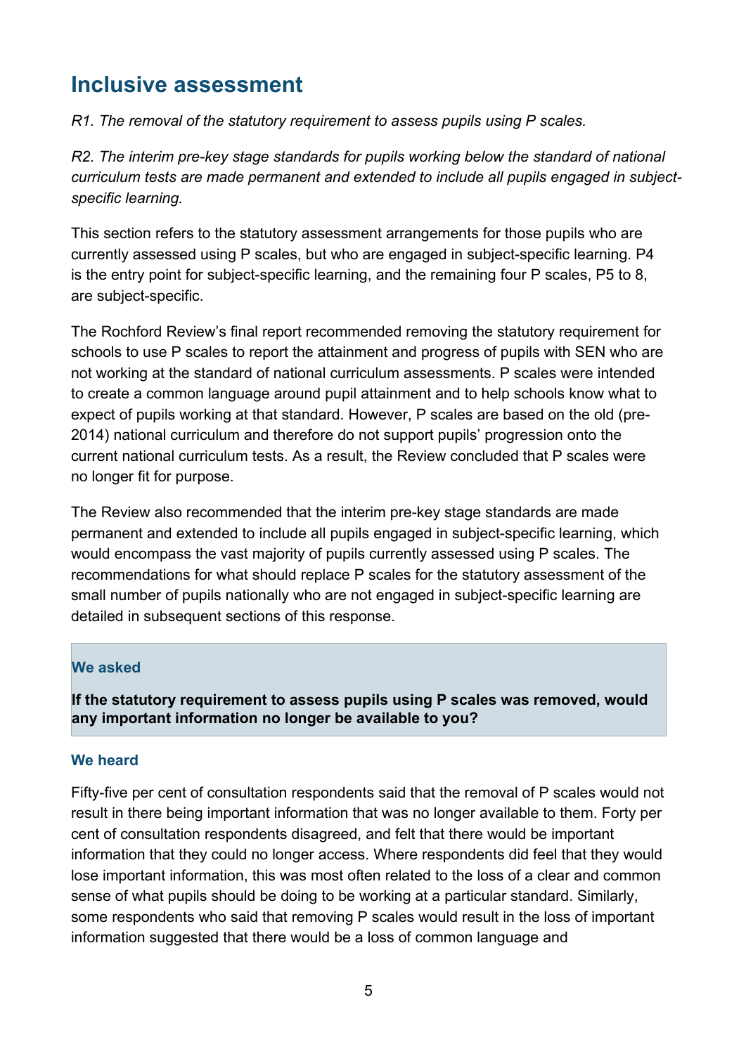## Inclusive assessment

*R1. The removal of the statutory requirement to assess pupils using P scales.*

*R2. The interim pre-key stage standards for pupils working below the standard of national curriculum tests are made permanent and extended to include all pupils engaged in subject-specific learning.*

This section refers to the statutory assessment arrangements for those pupils who are currently assessed using P scales, but who are engaged in subject-specific learning. P4 is the entry point for subject-specific learning, and the remaining four P scales, P5 to 8, are subject-specific.

The Rochford Review's final report recommended removing the statutory requirement for schools to use P scales to report the attainment and progress of pupils with SEN who are not working at the standard of national curriculum assessments. P scales were intended to create a common language around pupil attainment and to help schools know what to expect of pupils working at that standard. However, P scales are based on the old (pre-2014) national curriculum and therefore do not support pupils' progression onto the current national curriculum tests. As a result, the Review concluded that P scales were no longer fit for purpose.

The Review also recommended that the interim pre-key stage standards are made permanent and extended to include all pupils engaged in subject-specific learning, which would encompass the vast majority of pupils currently assessed using P scales. The recommendations for what should replace P scales for the statutory assessment of the small number of pupils nationally who are not engaged in subject-specific learning are detailed in subsequent sections of this response.

### We asked

**If the statutory requirement to assess pupils using P scales was removed, would any important information no longer be available to you?**

### We heard

Fifty-five per cent of consultation respondents said that the removal of P scales would not result in there being important information that was no longer available to them. Forty per cent of consultation respondents disagreed, and felt that there would be important information that they could no longer access. Where respondents did feel that they would lose important information, this was most often related to the loss of a clear and common sense of what pupils should be doing to be working at a particular standard. Similarly, some respondents who said that removing P scales would result in the loss of important information suggested that there would be a loss of common language and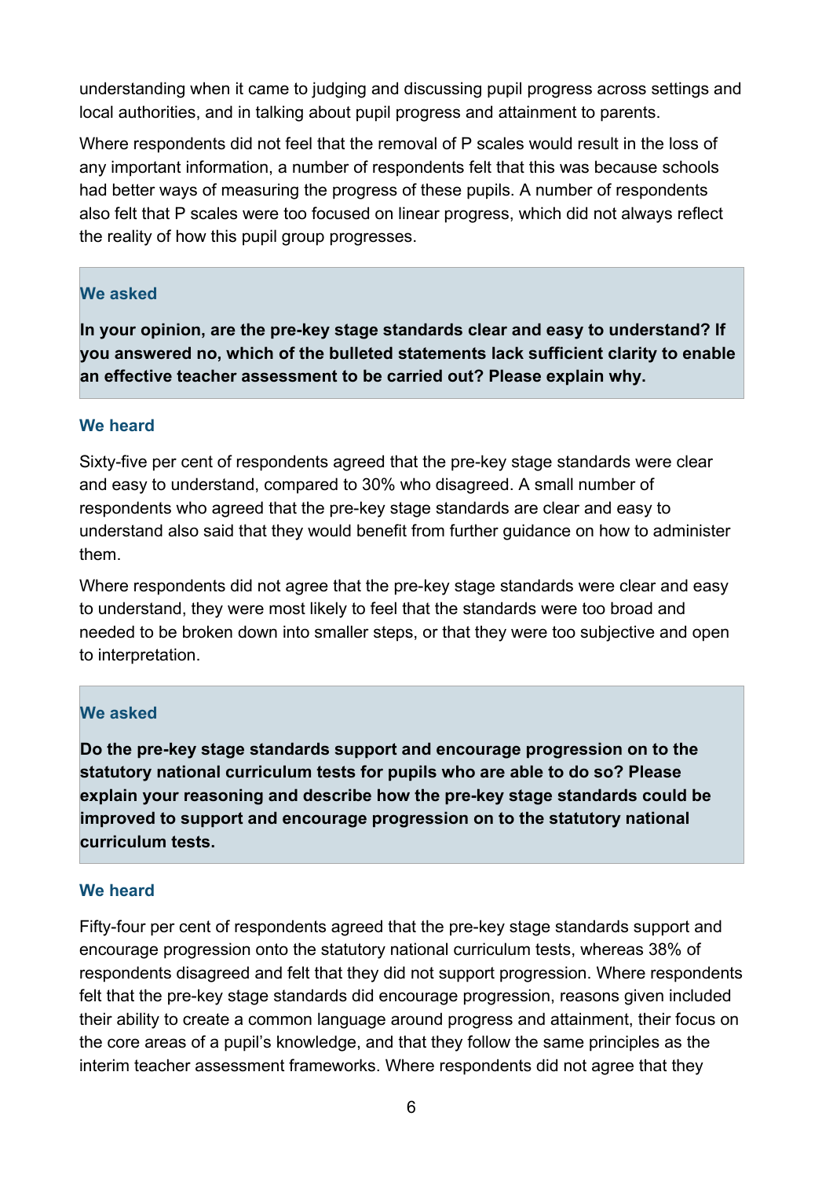understanding when it came to judging and discussing pupil progress across settings and local authorities, and in talking about pupil progress and attainment to parents.

Where respondents did not feel that the removal of P scales would result in the loss of any important information, a number of respondents felt that this was because schools had better ways of measuring the progress of these pupils. A number of respondents also felt that P scales were too focused on linear progress, which did not always reflect the reality of how this pupil group progresses.

### We asked

**In your opinion, are the pre-key stage standards clear and easy to understand? If you answered no, which of the bulleted statements lack sufficient clarity to enable an effective teacher assessment to be carried out? Please explain why.**

### We heard

Sixty-five per cent of respondents agreed that the pre-key stage standards were clear and easy to understand, compared to 30% who disagreed. A small number of respondents who agreed that the pre-key stage standards are clear and easy to understand also said that they would benefit from further guidance on how to administer them.

Where respondents did not agree that the pre-key stage standards were clear and easy to understand, they were most likely to feel that the standards were too broad and needed to be broken down into smaller steps, or that they were too subjective and open to interpretation.

### We asked

**Do the pre-key stage standards support and encourage progression on to the statutory national curriculum tests for pupils who are able to do so? Please explain your reasoning and describe how the pre-key stage standards could be improved to support and encourage progression on to the statutory national curriculum tests.**

### We heard

Fifty-four per cent of respondents agreed that the pre-key stage standards support and encourage progression onto the statutory national curriculum tests, whereas 38% of respondents disagreed and felt that they did not support progression. Where respondents felt that the pre-key stage standards did encourage progression, reasons given included their ability to create a common language around progress and attainment, their focus on the core areas of a pupil's knowledge, and that they follow the same principles as the interim teacher assessment frameworks. Where respondents did not agree that they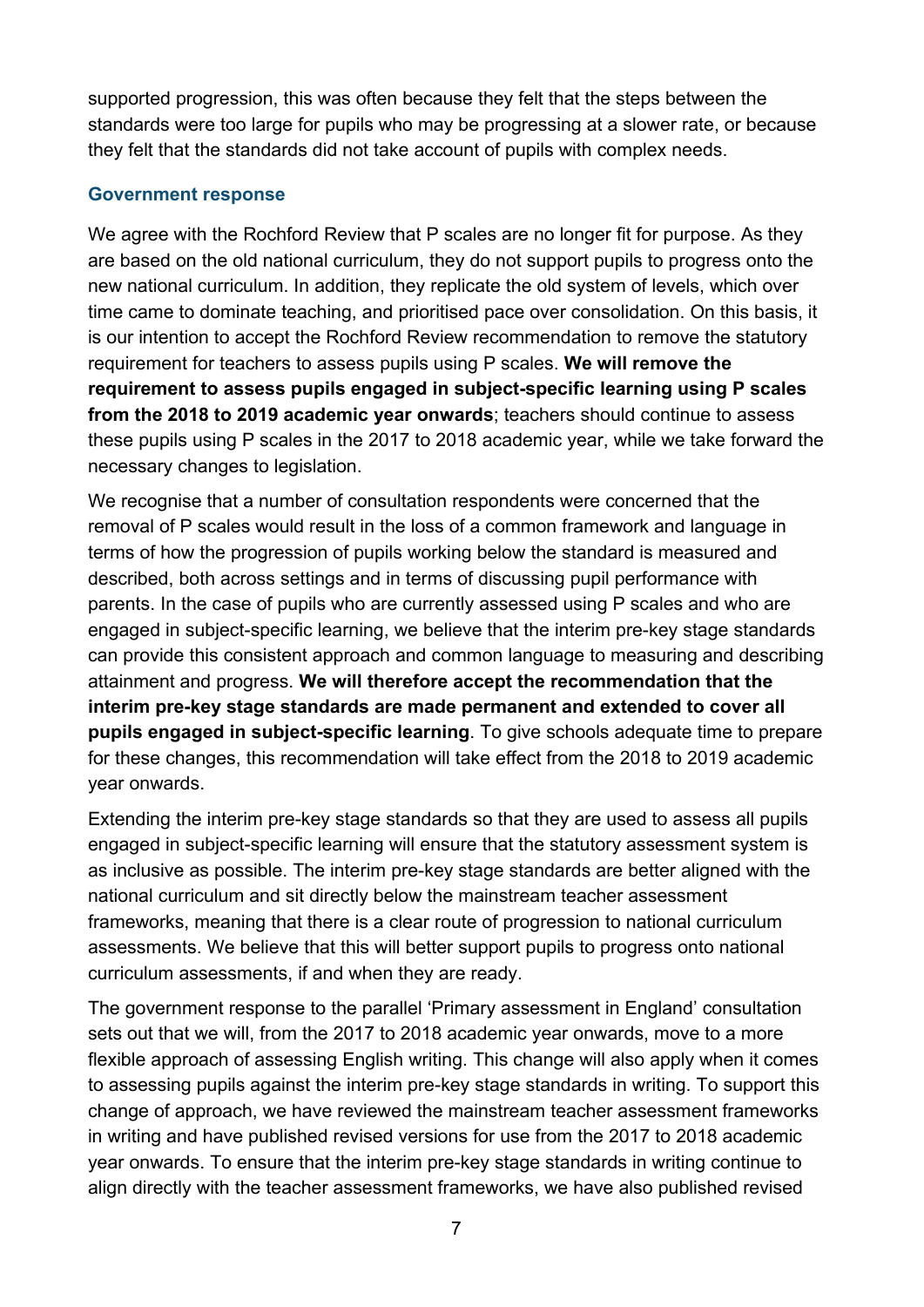supported progression, this was often because they felt that the steps between the standards were too large for pupils who may be progressing at a slower rate, or because they felt that the standards did not take account of pupils with complex needs.

### Government response

We agree with the Rochford Review that P scales are no longer fit for purpose. As they are based on the old national curriculum, they do not support pupils to progress onto the new national curriculum. In addition, they replicate the old system of levels, which over time came to dominate teaching, and prioritised pace over consolidation. On this basis, it is our intention to accept the Rochford Review recommendation to remove the statutory requirement for teachers to assess pupils using P scales. **We will remove the requirement to assess pupils engaged in subject-specific learning using P scales from the 2018 to 2019 academic year onwards**; teachers should continue to assess these pupils using P scales in the 2017 to 2018 academic year, while we take forward the necessary changes to legislation.

We recognise that a number of consultation respondents were concerned that the removal of P scales would result in the loss of a common framework and language in terms of how the progression of pupils working below the standard is measured and described, both across settings and in terms of discussing pupil performance with parents. In the case of pupils who are currently assessed using P scales and who are engaged in subject-specific learning, we believe that the interim pre-key stage standards can provide this consistent approach and common language to measuring and describing attainment and progress. **We will therefore accept the recommendation that the interim pre-key stage standards are made permanent and extended to cover all pupils engaged in subject-specific learning**. To give schools adequate time to prepare for these changes, this recommendation will take effect from the 2018 to 2019 academic year onwards.

Extending the interim pre-key stage standards so that they are used to assess all pupils engaged in subject-specific learning will ensure that the statutory assessment system is as inclusive as possible. The interim pre-key stage standards are better aligned with the national curriculum and sit directly below the mainstream teacher assessment frameworks, meaning that there is a clear route of progression to national curriculum assessments. We believe that this will better support pupils to progress onto national curriculum assessments, if and when they are ready.

The government response to the parallel 'Primary assessment in England' consultation sets out that we will, from the 2017 to 2018 academic year onwards, move to a more flexible approach of assessing English writing. This change will also apply when it comes to assessing pupils against the interim pre-key stage standards in writing. To support this change of approach, we have reviewed the mainstream teacher assessment frameworks in writing and have published revised versions for use from the 2017 to 2018 academic year onwards. To ensure that the interim pre-key stage standards in writing continue to align directly with the teacher assessment frameworks, we have also published revised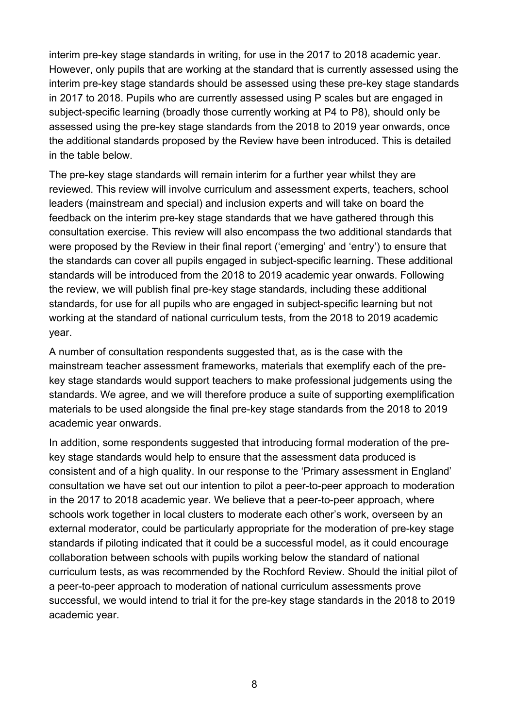interim pre-key stage standards in writing, for use in the 2017 to 2018 academic year. However, only pupils that are working at the standard that is currently assessed using the interim pre-key stage standards should be assessed using these pre-key stage standards in 2017 to 2018. Pupils who are currently assessed using P scales but are engaged in subject-specific learning (broadly those currently working at P4 to P8), should only be assessed using the pre-key stage standards from the 2018 to 2019 year onwards, once the additional standards proposed by the Review have been introduced. This is detailed in the table below.

The pre-key stage standards will remain interim for a further year whilst they are reviewed. This review will involve curriculum and assessment experts, teachers, school leaders (mainstream and special) and inclusion experts and will take on board the feedback on the interim pre-key stage standards that we have gathered through this consultation exercise. This review will also encompass the two additional standards that were proposed by the Review in their final report ('emerging' and 'entry') to ensure that the standards can cover all pupils engaged in subject-specific learning. These additional standards will be introduced from the 2018 to 2019 academic year onwards. Following the review, we will publish final pre-key stage standards, including these additional standards, for use for all pupils who are engaged in subject-specific learning but not working at the standard of national curriculum tests, from the 2018 to 2019 academic year.

A number of consultation respondents suggested that, as is the case with the mainstream teacher assessment frameworks, materials that exemplify each of the pre-key stage standards would support teachers to make professional judgements using the standards. We agree, and we will therefore produce a suite of supporting exemplification materials to be used alongside the final pre-key stage standards from the 2018 to 2019 academic year onwards.

In addition, some respondents suggested that introducing formal moderation of the pre-key stage standards would help to ensure that the assessment data produced is consistent and of a high quality. In our response to the 'Primary assessment in England' consultation we have set out our intention to pilot a peer-to-peer approach to moderation in the 2017 to 2018 academic year. We believe that a peer-to-peer approach, where schools work together in local clusters to moderate each other's work, overseen by an external moderator, could be particularly appropriate for the moderation of pre-key stage standards if piloting indicated that it could be a successful model, as it could encourage collaboration between schools with pupils working below the standard of national curriculum tests, as was recommended by the Rochford Review. Should the initial pilot of a peer-to-peer approach to moderation of national curriculum assessments prove successful, we would intend to trial it for the pre-key stage standards in the 2018 to 2019 academic year.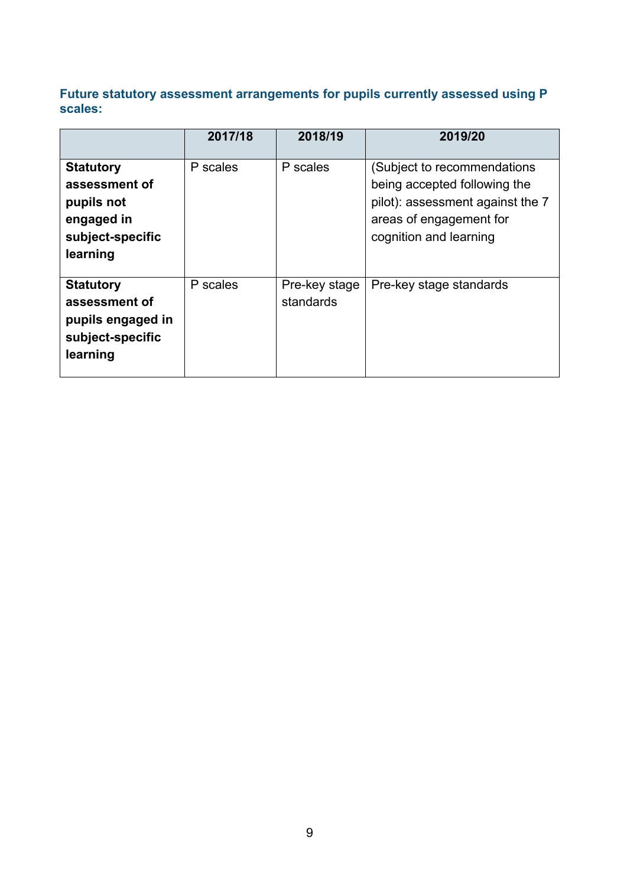### Future statutory assessment arrangements for pupils currently assessed using P scales:

| | 2017/18 | 2018/19 | 2019/20 |
|---|---|---|---|
| **Statutory assessment of pupils not engaged in subject-specific learning** | P scales | P scales | (Subject to recommendations being accepted following the pilot): assessment against the 7 areas of engagement for cognition and learning |
| **Statutory assessment of pupils engaged in subject-specific learning** | P scales | Pre-key stage standards | Pre-key stage standards |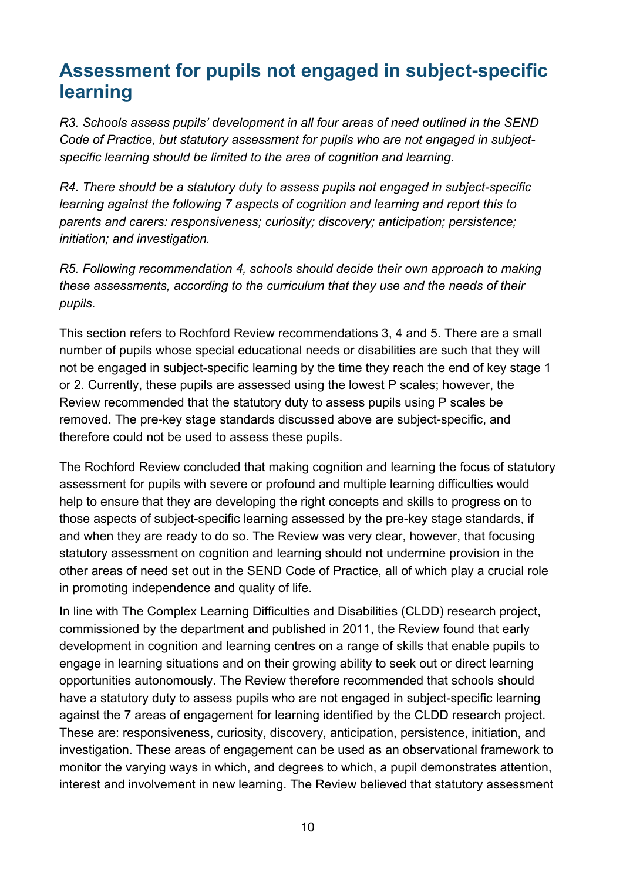## Assessment for pupils not engaged in subject-specific learning

*R3. Schools assess pupils' development in all four areas of need outlined in the SEND Code of Practice, but statutory assessment for pupils who are not engaged in subject-specific learning should be limited to the area of cognition and learning.*

*R4. There should be a statutory duty to assess pupils not engaged in subject-specific learning against the following 7 aspects of cognition and learning and report this to parents and carers: responsiveness; curiosity; discovery; anticipation; persistence; initiation; and investigation.*

*R5. Following recommendation 4, schools should decide their own approach to making these assessments, according to the curriculum that they use and the needs of their pupils.*

This section refers to Rochford Review recommendations 3, 4 and 5. There are a small number of pupils whose special educational needs or disabilities are such that they will not be engaged in subject-specific learning by the time they reach the end of key stage 1 or 2. Currently, these pupils are assessed using the lowest P scales; however, the Review recommended that the statutory duty to assess pupils using P scales be removed. The pre-key stage standards discussed above are subject-specific, and therefore could not be used to assess these pupils.

The Rochford Review concluded that making cognition and learning the focus of statutory assessment for pupils with severe or profound and multiple learning difficulties would help to ensure that they are developing the right concepts and skills to progress on to those aspects of subject-specific learning assessed by the pre-key stage standards, if and when they are ready to do so. The Review was very clear, however, that focusing statutory assessment on cognition and learning should not undermine provision in the other areas of need set out in the SEND Code of Practice, all of which play a crucial role in promoting independence and quality of life.

In line with The Complex Learning Difficulties and Disabilities (CLDD) research project, commissioned by the department and published in 2011, the Review found that early development in cognition and learning centres on a range of skills that enable pupils to engage in learning situations and on their growing ability to seek out or direct learning opportunities autonomously. The Review therefore recommended that schools should have a statutory duty to assess pupils who are not engaged in subject-specific learning against the 7 areas of engagement for learning identified by the CLDD research project. These are: responsiveness, curiosity, discovery, anticipation, persistence, initiation, and investigation. These areas of engagement can be used as an observational framework to monitor the varying ways in which, and degrees to which, a pupil demonstrates attention, interest and involvement in new learning. The Review believed that statutory assessment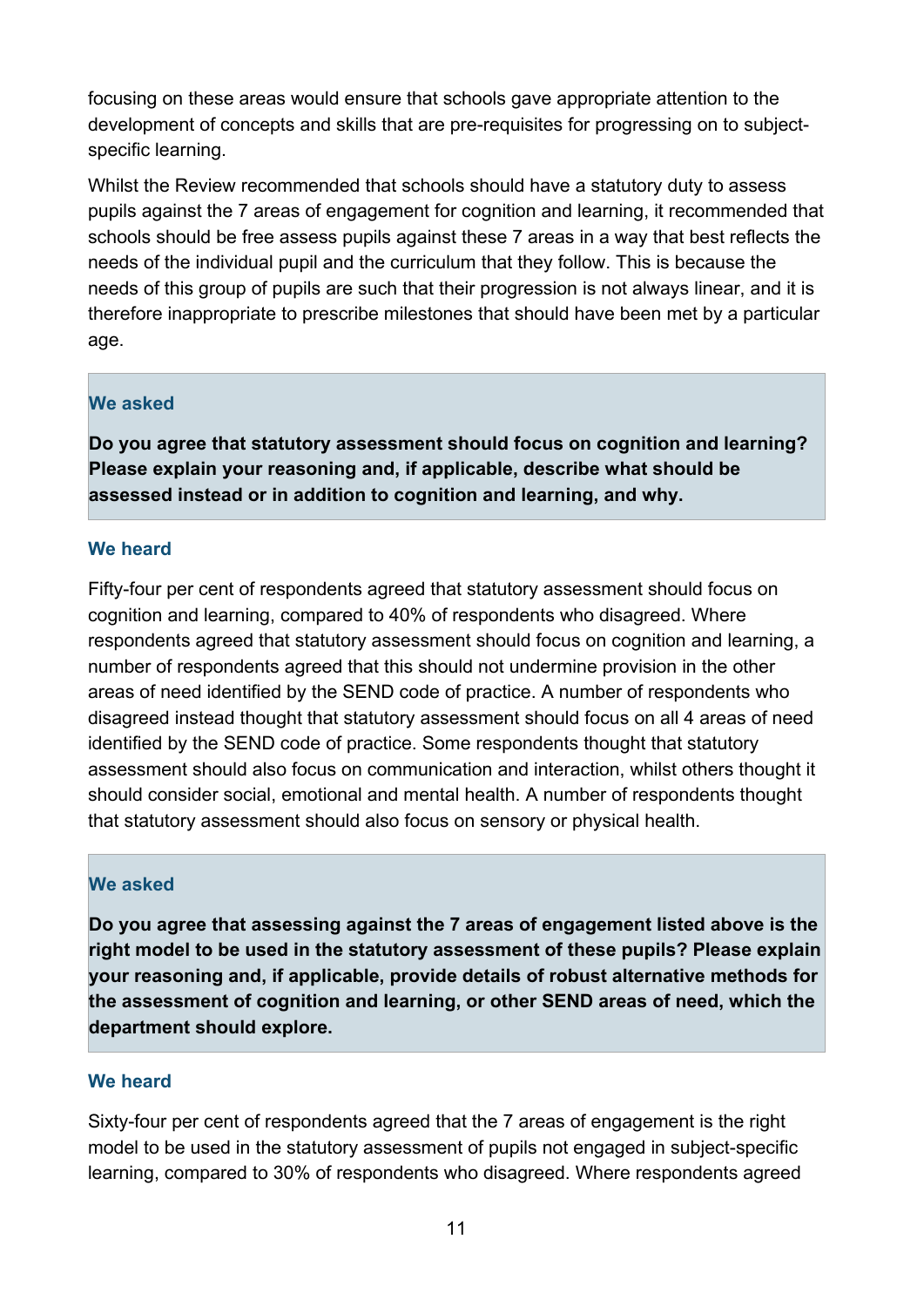focusing on these areas would ensure that schools gave appropriate attention to the development of concepts and skills that are pre-requisites for progressing on to subject-specific learning.

Whilst the Review recommended that schools should have a statutory duty to assess pupils against the 7 areas of engagement for cognition and learning, it recommended that schools should be free assess pupils against these 7 areas in a way that best reflects the needs of the individual pupil and the curriculum that they follow. This is because the needs of this group of pupils are such that their progression is not always linear, and it is therefore inappropriate to prescribe milestones that should have been met by a particular age.

### We asked

**Do you agree that statutory assessment should focus on cognition and learning? Please explain your reasoning and, if applicable, describe what should be assessed instead or in addition to cognition and learning, and why.**

### We heard

Fifty-four per cent of respondents agreed that statutory assessment should focus on cognition and learning, compared to 40% of respondents who disagreed. Where respondents agreed that statutory assessment should focus on cognition and learning, a number of respondents agreed that this should not undermine provision in the other areas of need identified by the SEND code of practice. A number of respondents who disagreed instead thought that statutory assessment should focus on all 4 areas of need identified by the SEND code of practice. Some respondents thought that statutory assessment should also focus on communication and interaction, whilst others thought it should consider social, emotional and mental health. A number of respondents thought that statutory assessment should also focus on sensory or physical health.

### We asked

**Do you agree that assessing against the 7 areas of engagement listed above is the right model to be used in the statutory assessment of these pupils? Please explain your reasoning and, if applicable, provide details of robust alternative methods for the assessment of cognition and learning, or other SEND areas of need, which the department should explore.**

### We heard

Sixty-four per cent of respondents agreed that the 7 areas of engagement is the right model to be used in the statutory assessment of pupils not engaged in subject-specific learning, compared to 30% of respondents who disagreed. Where respondents agreed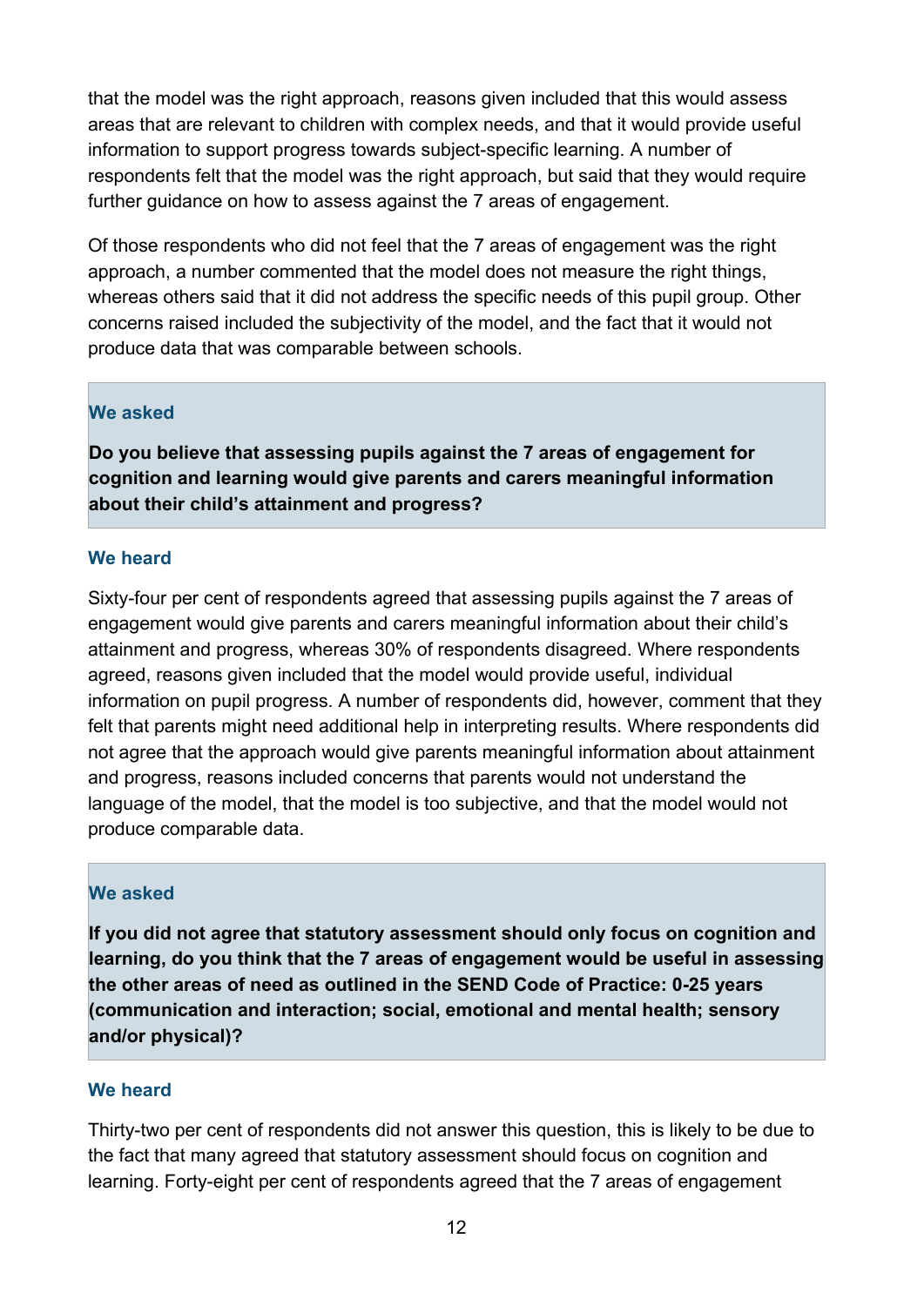that the model was the right approach, reasons given included that this would assess areas that are relevant to children with complex needs, and that it would provide useful information to support progress towards subject-specific learning. A number of respondents felt that the model was the right approach, but said that they would require further guidance on how to assess against the 7 areas of engagement.

Of those respondents who did not feel that the 7 areas of engagement was the right approach, a number commented that the model does not measure the right things, whereas others said that it did not address the specific needs of this pupil group. Other concerns raised included the subjectivity of the model, and the fact that it would not produce data that was comparable between schools.

### We asked

**Do you believe that assessing pupils against the 7 areas of engagement for cognition and learning would give parents and carers meaningful information about their child's attainment and progress?**

### We heard

Sixty-four per cent of respondents agreed that assessing pupils against the 7 areas of engagement would give parents and carers meaningful information about their child's attainment and progress, whereas 30% of respondents disagreed. Where respondents agreed, reasons given included that the model would provide useful, individual information on pupil progress. A number of respondents did, however, comment that they felt that parents might need additional help in interpreting results. Where respondents did not agree that the approach would give parents meaningful information about attainment and progress, reasons included concerns that parents would not understand the language of the model, that the model is too subjective, and that the model would not produce comparable data.

### We asked

**If you did not agree that statutory assessment should only focus on cognition and learning, do you think that the 7 areas of engagement would be useful in assessing the other areas of need as outlined in the SEND Code of Practice: 0-25 years (communication and interaction; social, emotional and mental health; sensory and/or physical)?**

### We heard

Thirty-two per cent of respondents did not answer this question, this is likely to be due to the fact that many agreed that statutory assessment should focus on cognition and learning. Forty-eight per cent of respondents agreed that the 7 areas of engagement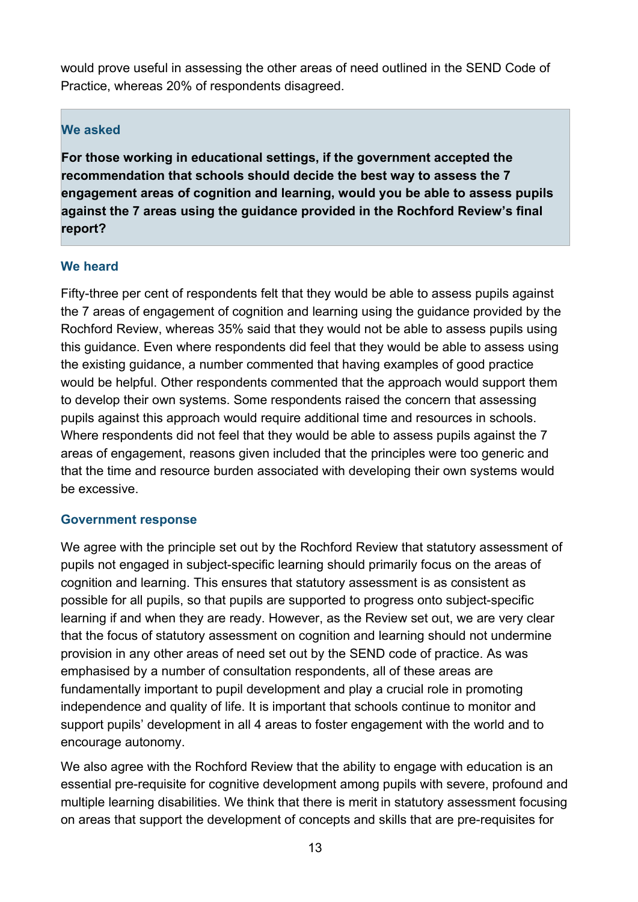would prove useful in assessing the other areas of need outlined in the SEND Code of Practice, whereas 20% of respondents disagreed.

### We asked

**For those working in educational settings, if the government accepted the recommendation that schools should decide the best way to assess the 7 engagement areas of cognition and learning, would you be able to assess pupils against the 7 areas using the guidance provided in the Rochford Review's final report?**

### We heard

Fifty-three per cent of respondents felt that they would be able to assess pupils against the 7 areas of engagement of cognition and learning using the guidance provided by the Rochford Review, whereas 35% said that they would not be able to assess pupils using this guidance. Even where respondents did feel that they would be able to assess using the existing guidance, a number commented that having examples of good practice would be helpful. Other respondents commented that the approach would support them to develop their own systems. Some respondents raised the concern that assessing pupils against this approach would require additional time and resources in schools. Where respondents did not feel that they would be able to assess pupils against the 7 areas of engagement, reasons given included that the principles were too generic and that the time and resource burden associated with developing their own systems would be excessive.

### Government response

We agree with the principle set out by the Rochford Review that statutory assessment of pupils not engaged in subject-specific learning should primarily focus on the areas of cognition and learning. This ensures that statutory assessment is as consistent as possible for all pupils, so that pupils are supported to progress onto subject-specific learning if and when they are ready. However, as the Review set out, we are very clear that the focus of statutory assessment on cognition and learning should not undermine provision in any other areas of need set out by the SEND code of practice. As was emphasised by a number of consultation respondents, all of these areas are fundamentally important to pupil development and play a crucial role in promoting independence and quality of life. It is important that schools continue to monitor and support pupils' development in all 4 areas to foster engagement with the world and to encourage autonomy.

We also agree with the Rochford Review that the ability to engage with education is an essential pre-requisite for cognitive development among pupils with severe, profound and multiple learning disabilities. We think that there is merit in statutory assessment focusing on areas that support the development of concepts and skills that are pre-requisites for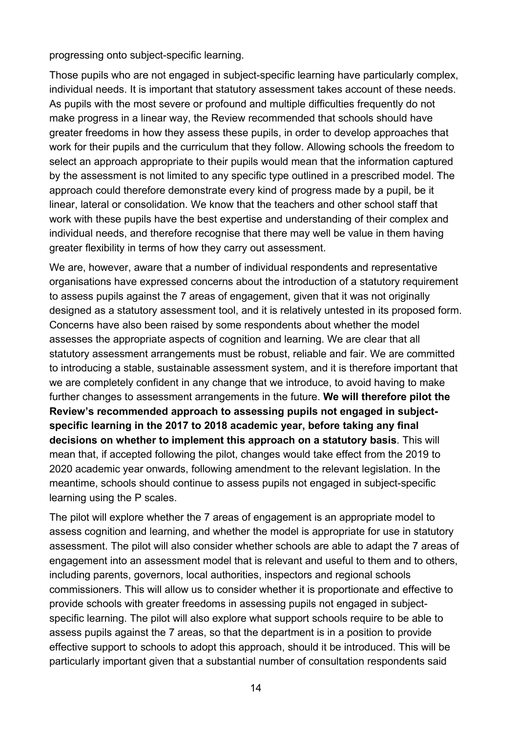progressing onto subject-specific learning.

Those pupils who are not engaged in subject-specific learning have particularly complex, individual needs. It is important that statutory assessment takes account of these needs. As pupils with the most severe or profound and multiple difficulties frequently do not make progress in a linear way, the Review recommended that schools should have greater freedoms in how they assess these pupils, in order to develop approaches that work for their pupils and the curriculum that they follow. Allowing schools the freedom to select an approach appropriate to their pupils would mean that the information captured by the assessment is not limited to any specific type outlined in a prescribed model. The approach could therefore demonstrate every kind of progress made by a pupil, be it linear, lateral or consolidation. We know that the teachers and other school staff that work with these pupils have the best expertise and understanding of their complex and individual needs, and therefore recognise that there may well be value in them having greater flexibility in terms of how they carry out assessment.

We are, however, aware that a number of individual respondents and representative organisations have expressed concerns about the introduction of a statutory requirement to assess pupils against the 7 areas of engagement, given that it was not originally designed as a statutory assessment tool, and it is relatively untested in its proposed form. Concerns have also been raised by some respondents about whether the model assesses the appropriate aspects of cognition and learning. We are clear that all statutory assessment arrangements must be robust, reliable and fair. We are committed to introducing a stable, sustainable assessment system, and it is therefore important that we are completely confident in any change that we introduce, to avoid having to make further changes to assessment arrangements in the future. **We will therefore pilot the Review's recommended approach to assessing pupils not engaged in subject-specific learning in the 2017 to 2018 academic year, before taking any final decisions on whether to implement this approach on a statutory basis**. This will mean that, if accepted following the pilot, changes would take effect from the 2019 to 2020 academic year onwards, following amendment to the relevant legislation. In the meantime, schools should continue to assess pupils not engaged in subject-specific learning using the P scales.

The pilot will explore whether the 7 areas of engagement is an appropriate model to assess cognition and learning, and whether the model is appropriate for use in statutory assessment. The pilot will also consider whether schools are able to adapt the 7 areas of engagement into an assessment model that is relevant and useful to them and to others, including parents, governors, local authorities, inspectors and regional schools commissioners. This will allow us to consider whether it is proportionate and effective to provide schools with greater freedoms in assessing pupils not engaged in subject-specific learning. The pilot will also explore what support schools require to be able to assess pupils against the 7 areas, so that the department is in a position to provide effective support to schools to adopt this approach, should it be introduced. This will be particularly important given that a substantial number of consultation respondents said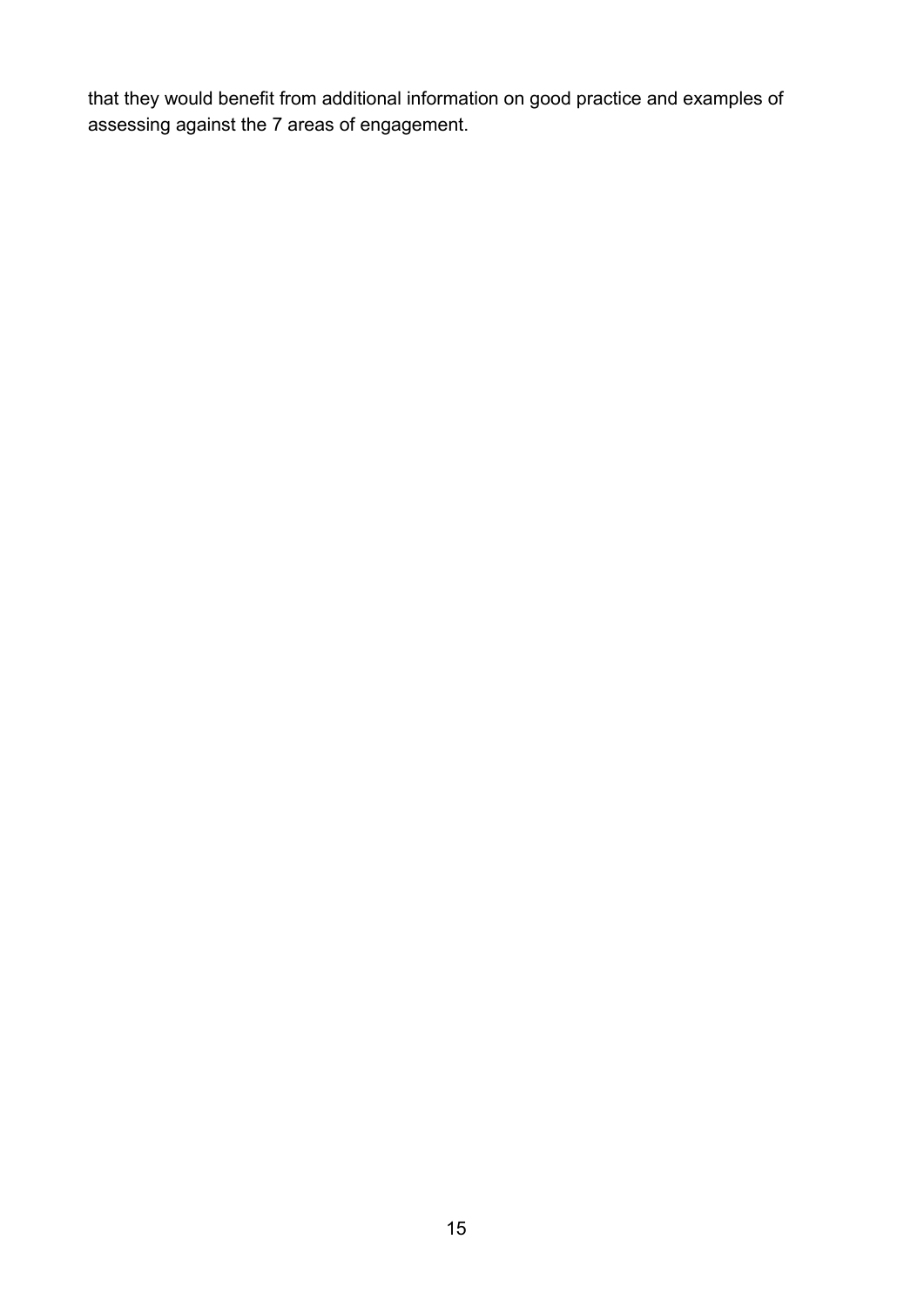that they would benefit from additional information on good practice and examples of assessing against the 7 areas of engagement.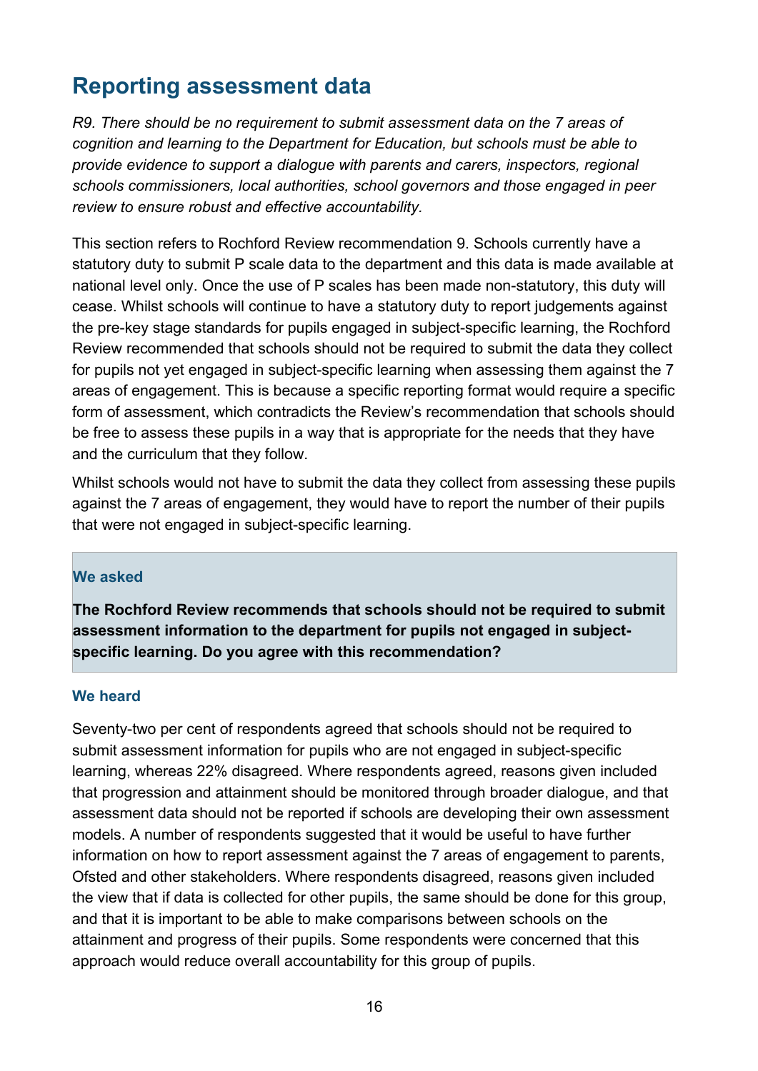## Reporting assessment data

*R9. There should be no requirement to submit assessment data on the 7 areas of cognition and learning to the Department for Education, but schools must be able to provide evidence to support a dialogue with parents and carers, inspectors, regional schools commissioners, local authorities, school governors and those engaged in peer review to ensure robust and effective accountability.*

This section refers to Rochford Review recommendation 9. Schools currently have a statutory duty to submit P scale data to the department and this data is made available at national level only. Once the use of P scales has been made non-statutory, this duty will cease. Whilst schools will continue to have a statutory duty to report judgements against the pre-key stage standards for pupils engaged in subject-specific learning, the Rochford Review recommended that schools should not be required to submit the data they collect for pupils not yet engaged in subject-specific learning when assessing them against the 7 areas of engagement. This is because a specific reporting format would require a specific form of assessment, which contradicts the Review's recommendation that schools should be free to assess these pupils in a way that is appropriate for the needs that they have and the curriculum that they follow.

Whilst schools would not have to submit the data they collect from assessing these pupils against the 7 areas of engagement, they would have to report the number of their pupils that were not engaged in subject-specific learning.

### We asked

**The Rochford Review recommends that schools should not be required to submit assessment information to the department for pupils not engaged in subject-specific learning. Do you agree with this recommendation?**

### We heard

Seventy-two per cent of respondents agreed that schools should not be required to submit assessment information for pupils who are not engaged in subject-specific learning, whereas 22% disagreed. Where respondents agreed, reasons given included that progression and attainment should be monitored through broader dialogue, and that assessment data should not be reported if schools are developing their own assessment models. A number of respondents suggested that it would be useful to have further information on how to report assessment against the 7 areas of engagement to parents, Ofsted and other stakeholders. Where respondents disagreed, reasons given included the view that if data is collected for other pupils, the same should be done for this group, and that it is important to be able to make comparisons between schools on the attainment and progress of their pupils. Some respondents were concerned that this approach would reduce overall accountability for this group of pupils.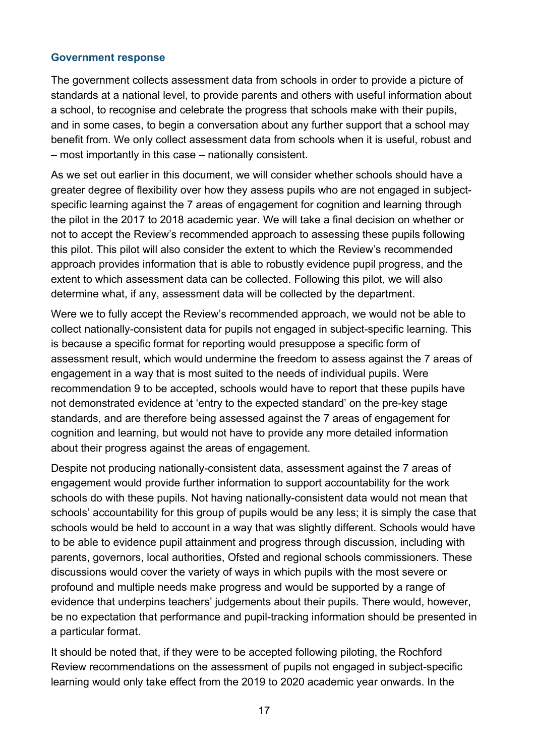### Government response

The government collects assessment data from schools in order to provide a picture of standards at a national level, to provide parents and others with useful information about a school, to recognise and celebrate the progress that schools make with their pupils, and in some cases, to begin a conversation about any further support that a school may benefit from. We only collect assessment data from schools when it is useful, robust and – most importantly in this case – nationally consistent.

As we set out earlier in this document, we will consider whether schools should have a greater degree of flexibility over how they assess pupils who are not engaged in subject-specific learning against the 7 areas of engagement for cognition and learning through the pilot in the 2017 to 2018 academic year. We will take a final decision on whether or not to accept the Review's recommended approach to assessing these pupils following this pilot. This pilot will also consider the extent to which the Review's recommended approach provides information that is able to robustly evidence pupil progress, and the extent to which assessment data can be collected. Following this pilot, we will also determine what, if any, assessment data will be collected by the department.

Were we to fully accept the Review's recommended approach, we would not be able to collect nationally-consistent data for pupils not engaged in subject-specific learning. This is because a specific format for reporting would presuppose a specific form of assessment result, which would undermine the freedom to assess against the 7 areas of engagement in a way that is most suited to the needs of individual pupils. Were recommendation 9 to be accepted, schools would have to report that these pupils have not demonstrated evidence at 'entry to the expected standard' on the pre-key stage standards, and are therefore being assessed against the 7 areas of engagement for cognition and learning, but would not have to provide any more detailed information about their progress against the areas of engagement.

Despite not producing nationally-consistent data, assessment against the 7 areas of engagement would provide further information to support accountability for the work schools do with these pupils. Not having nationally-consistent data would not mean that schools' accountability for this group of pupils would be any less; it is simply the case that schools would be held to account in a way that was slightly different. Schools would have to be able to evidence pupil attainment and progress through discussion, including with parents, governors, local authorities, Ofsted and regional schools commissioners. These discussions would cover the variety of ways in which pupils with the most severe or profound and multiple needs make progress and would be supported by a range of evidence that underpins teachers' judgements about their pupils. There would, however, be no expectation that performance and pupil-tracking information should be presented in a particular format.

It should be noted that, if they were to be accepted following piloting, the Rochford Review recommendations on the assessment of pupils not engaged in subject-specific learning would only take effect from the 2019 to 2020 academic year onwards. In the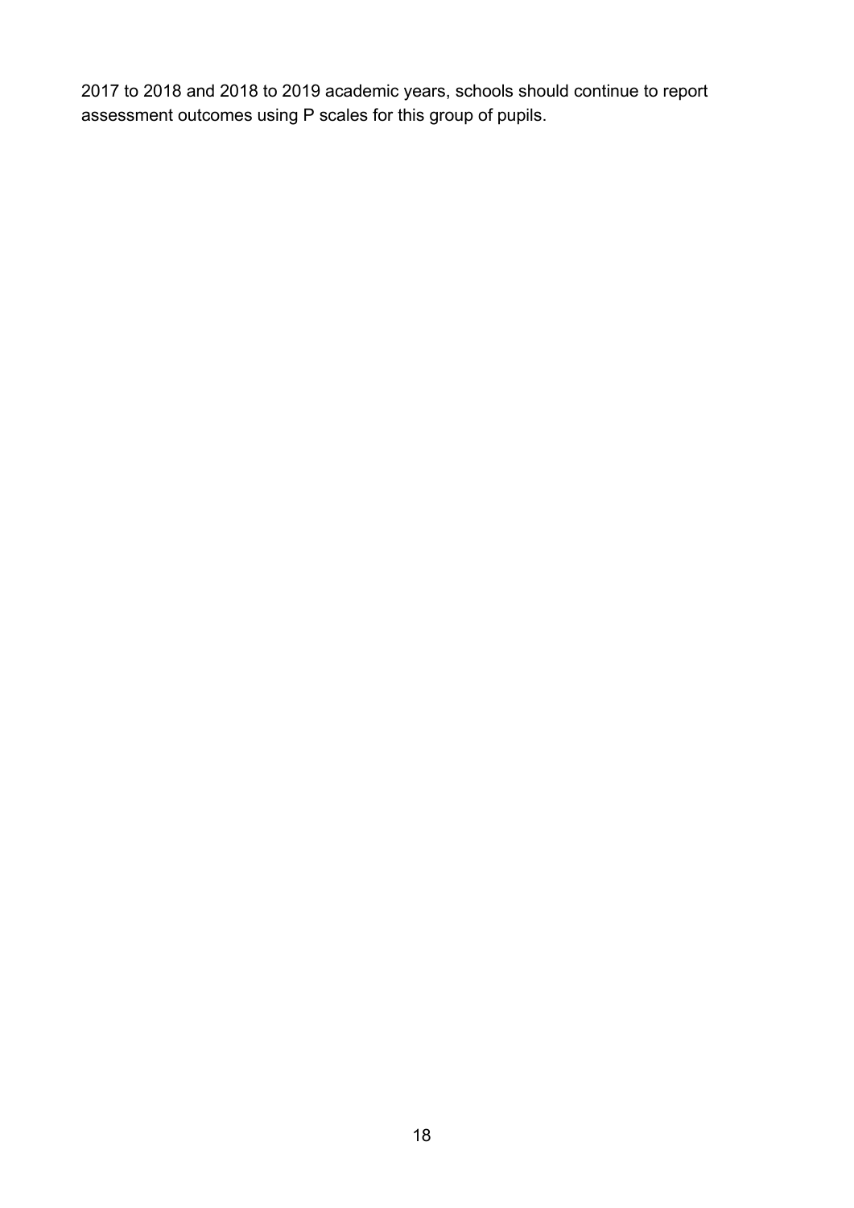2017 to 2018 and 2018 to 2019 academic years, schools should continue to report assessment outcomes using P scales for this group of pupils.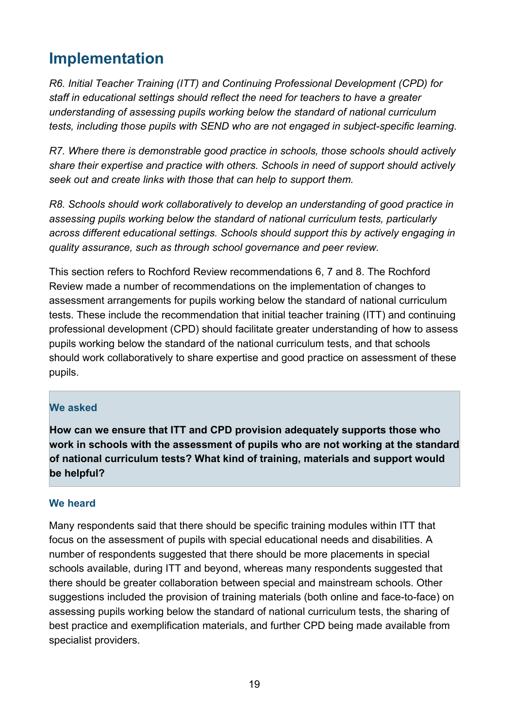## Implementation

*R6. Initial Teacher Training (ITT) and Continuing Professional Development (CPD) for staff in educational settings should reflect the need for teachers to have a greater understanding of assessing pupils working below the standard of national curriculum tests, including those pupils with SEND who are not engaged in subject-specific learning.*

*R7. Where there is demonstrable good practice in schools, those schools should actively share their expertise and practice with others. Schools in need of support should actively seek out and create links with those that can help to support them.*

*R8. Schools should work collaboratively to develop an understanding of good practice in assessing pupils working below the standard of national curriculum tests, particularly across different educational settings. Schools should support this by actively engaging in quality assurance, such as through school governance and peer review.*

This section refers to Rochford Review recommendations 6, 7 and 8. The Rochford Review made a number of recommendations on the implementation of changes to assessment arrangements for pupils working below the standard of national curriculum tests. These include the recommendation that initial teacher training (ITT) and continuing professional development (CPD) should facilitate greater understanding of how to assess pupils working below the standard of the national curriculum tests, and that schools should work collaboratively to share expertise and good practice on assessment of these pupils.

### We asked

**How can we ensure that ITT and CPD provision adequately supports those who work in schools with the assessment of pupils who are not working at the standard of national curriculum tests? What kind of training, materials and support would be helpful?**

### We heard

Many respondents said that there should be specific training modules within ITT that focus on the assessment of pupils with special educational needs and disabilities. A number of respondents suggested that there should be more placements in special schools available, during ITT and beyond, whereas many respondents suggested that there should be greater collaboration between special and mainstream schools. Other suggestions included the provision of training materials (both online and face-to-face) on assessing pupils working below the standard of national curriculum tests, the sharing of best practice and exemplification materials, and further CPD being made available from specialist providers.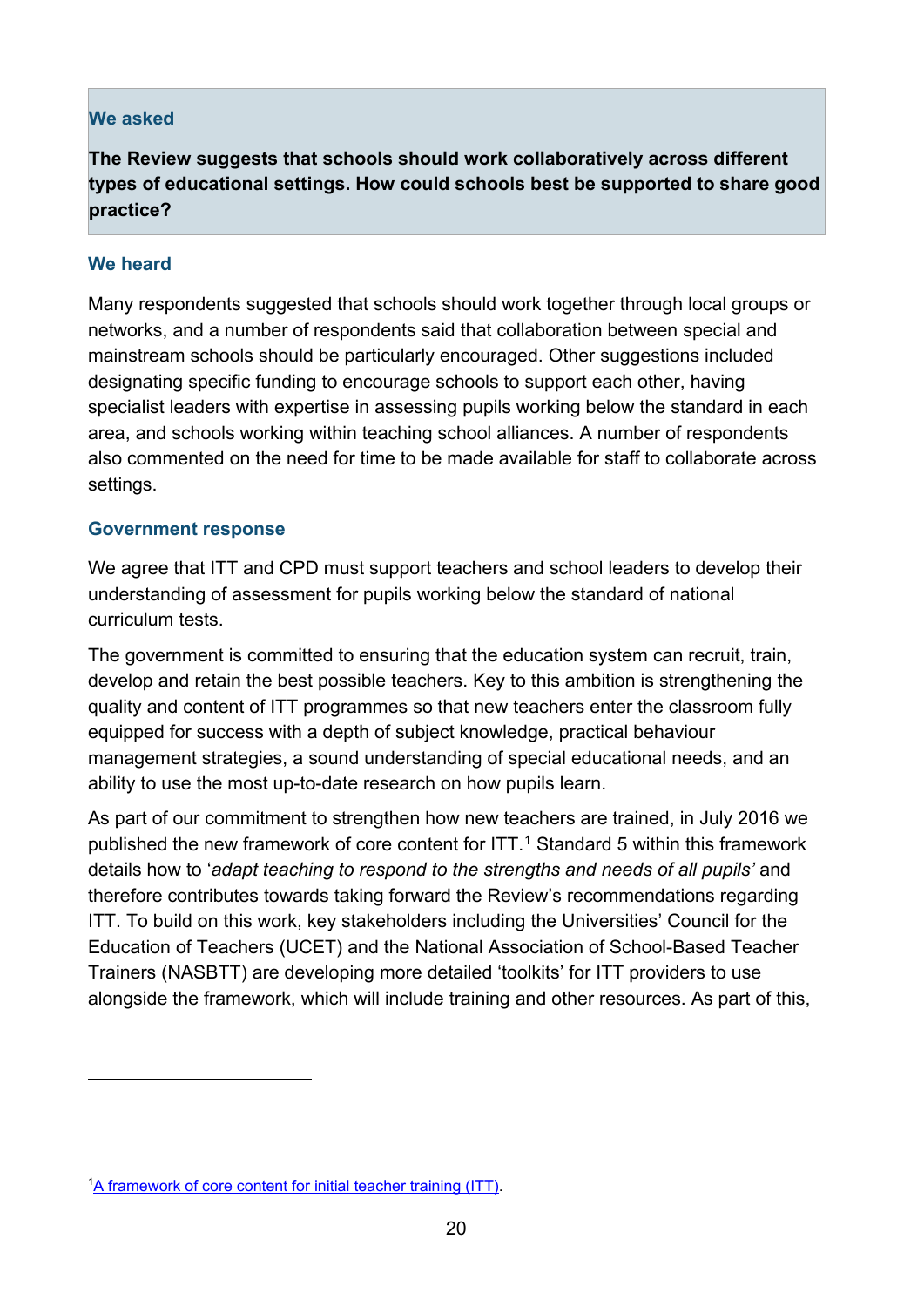### We asked

**The Review suggests that schools should work collaboratively across different types of educational settings. How could schools best be supported to share good practice?**

### We heard

Many respondents suggested that schools should work together through local groups or networks, and a number of respondents said that collaboration between special and mainstream schools should be particularly encouraged. Other suggestions included designating specific funding to encourage schools to support each other, having specialist leaders with expertise in assessing pupils working below the standard in each area, and schools working within teaching school alliances. A number of respondents also commented on the need for time to be made available for staff to collaborate across settings.

### Government response

We agree that ITT and CPD must support teachers and school leaders to develop their understanding of assessment for pupils working below the standard of national curriculum tests.

The government is committed to ensuring that the education system can recruit, train, develop and retain the best possible teachers. Key to this ambition is strengthening the quality and content of ITT programmes so that new teachers enter the classroom fully equipped for success with a depth of subject knowledge, practical behaviour management strategies, a sound understanding of special educational needs, and an ability to use the most up-to-date research on how pupils learn.

As part of our commitment to strengthen how new teachers are trained, in July 2016 we published the new framework of core content for ITT.[1] Standard 5 within this framework details how to '*adapt teaching to respond to the strengths and needs of all pupils'* and therefore contributes towards taking forward the Review's recommendations regarding ITT. To build on this work, key stakeholders including the Universities' Council for the Education of Teachers (UCET) and the National Association of School-Based Teacher Trainers (NASBTT) are developing more detailed 'toolkits' for ITT providers to use alongside the framework, which will include training and other resources. As part of this,

---

[1] A framework of core content for initial teacher training (ITT).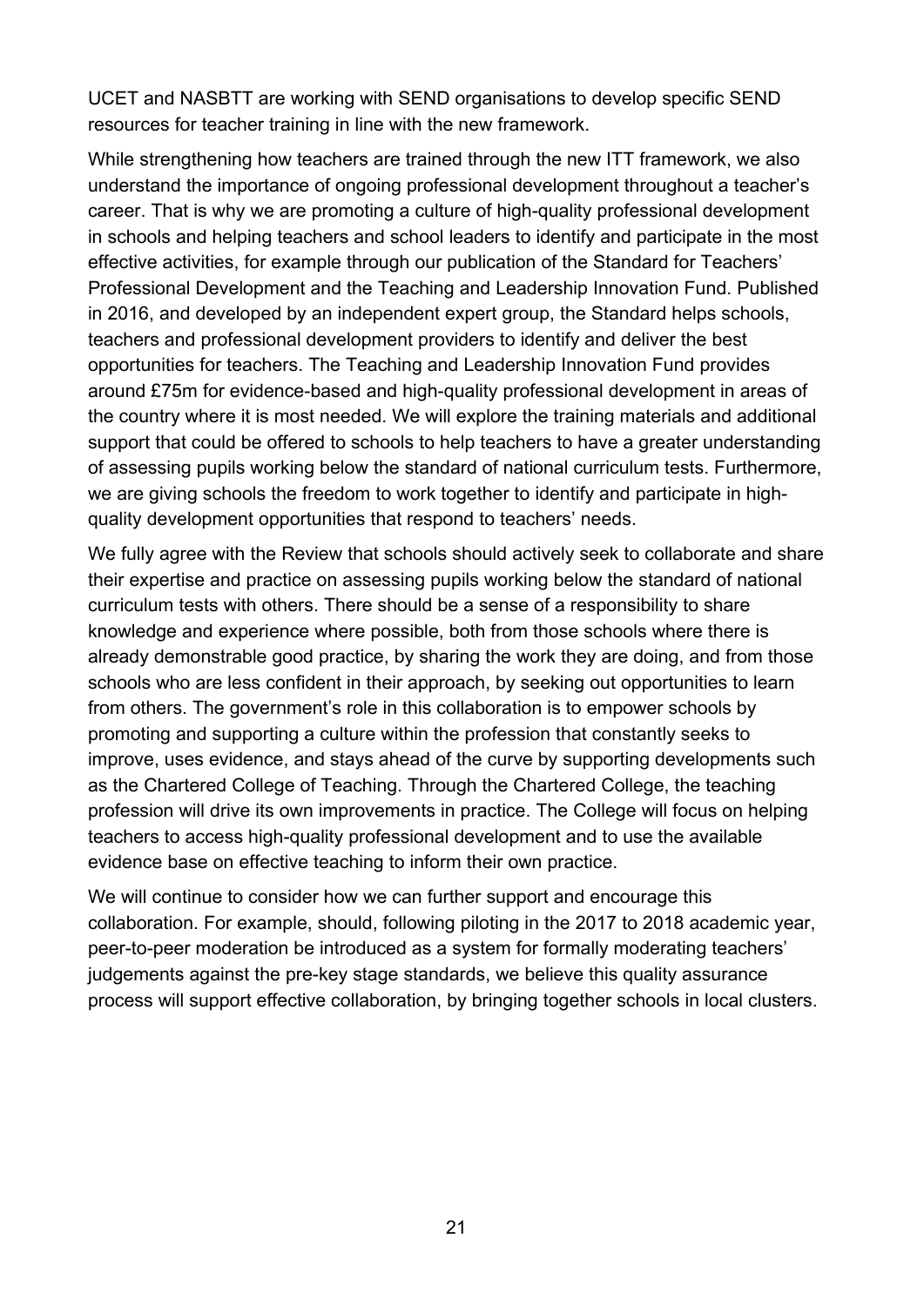UCET and NASBTT are working with SEND organisations to develop specific SEND resources for teacher training in line with the new framework.

While strengthening how teachers are trained through the new ITT framework, we also understand the importance of ongoing professional development throughout a teacher's career. That is why we are promoting a culture of high-quality professional development in schools and helping teachers and school leaders to identify and participate in the most effective activities, for example through our publication of the Standard for Teachers' Professional Development and the Teaching and Leadership Innovation Fund. Published in 2016, and developed by an independent expert group, the Standard helps schools, teachers and professional development providers to identify and deliver the best opportunities for teachers. The Teaching and Leadership Innovation Fund provides around £75m for evidence-based and high-quality professional development in areas of the country where it is most needed. We will explore the training materials and additional support that could be offered to schools to help teachers to have a greater understanding of assessing pupils working below the standard of national curriculum tests. Furthermore, we are giving schools the freedom to work together to identify and participate in high-quality development opportunities that respond to teachers' needs.

We fully agree with the Review that schools should actively seek to collaborate and share their expertise and practice on assessing pupils working below the standard of national curriculum tests with others. There should be a sense of a responsibility to share knowledge and experience where possible, both from those schools where there is already demonstrable good practice, by sharing the work they are doing, and from those schools who are less confident in their approach, by seeking out opportunities to learn from others. The government's role in this collaboration is to empower schools by promoting and supporting a culture within the profession that constantly seeks to improve, uses evidence, and stays ahead of the curve by supporting developments such as the Chartered College of Teaching. Through the Chartered College, the teaching profession will drive its own improvements in practice. The College will focus on helping teachers to access high-quality professional development and to use the available evidence base on effective teaching to inform their own practice.

We will continue to consider how we can further support and encourage this collaboration. For example, should, following piloting in the 2017 to 2018 academic year, peer-to-peer moderation be introduced as a system for formally moderating teachers' judgements against the pre-key stage standards, we believe this quality assurance process will support effective collaboration, by bringing together schools in local clusters.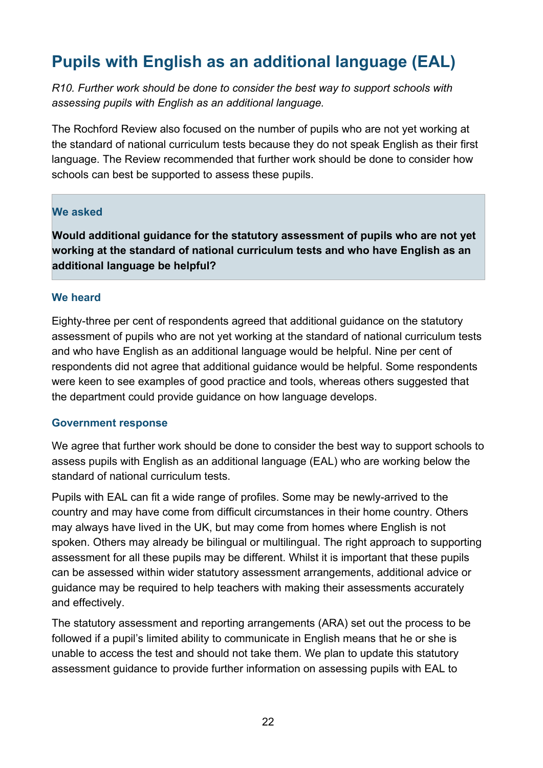## Pupils with English as an additional language (EAL)

*R10. Further work should be done to consider the best way to support schools with assessing pupils with English as an additional language.*

The Rochford Review also focused on the number of pupils who are not yet working at the standard of national curriculum tests because they do not speak English as their first language. The Review recommended that further work should be done to consider how schools can best be supported to assess these pupils.

> **We asked**
>
> **Would additional guidance for the statutory assessment of pupils who are not yet working at the standard of national curriculum tests and who have English as an additional language be helpful?**

### We heard

Eighty-three per cent of respondents agreed that additional guidance on the statutory assessment of pupils who are not yet working at the standard of national curriculum tests and who have English as an additional language would be helpful. Nine per cent of respondents did not agree that additional guidance would be helpful. Some respondents were keen to see examples of good practice and tools, whereas others suggested that the department could provide guidance on how language develops.

### Government response

We agree that further work should be done to consider the best way to support schools to assess pupils with English as an additional language (EAL) who are working below the standard of national curriculum tests.

Pupils with EAL can fit a wide range of profiles. Some may be newly-arrived to the country and may have come from difficult circumstances in their home country. Others may always have lived in the UK, but may come from homes where English is not spoken. Others may already be bilingual or multilingual. The right approach to supporting assessment for all these pupils may be different. Whilst it is important that these pupils can be assessed within wider statutory assessment arrangements, additional advice or guidance may be required to help teachers with making their assessments accurately and effectively.

The statutory assessment and reporting arrangements (ARA) set out the process to be followed if a pupil's limited ability to communicate in English means that he or she is unable to access the test and should not take them. We plan to update this statutory assessment guidance to provide further information on assessing pupils with EAL to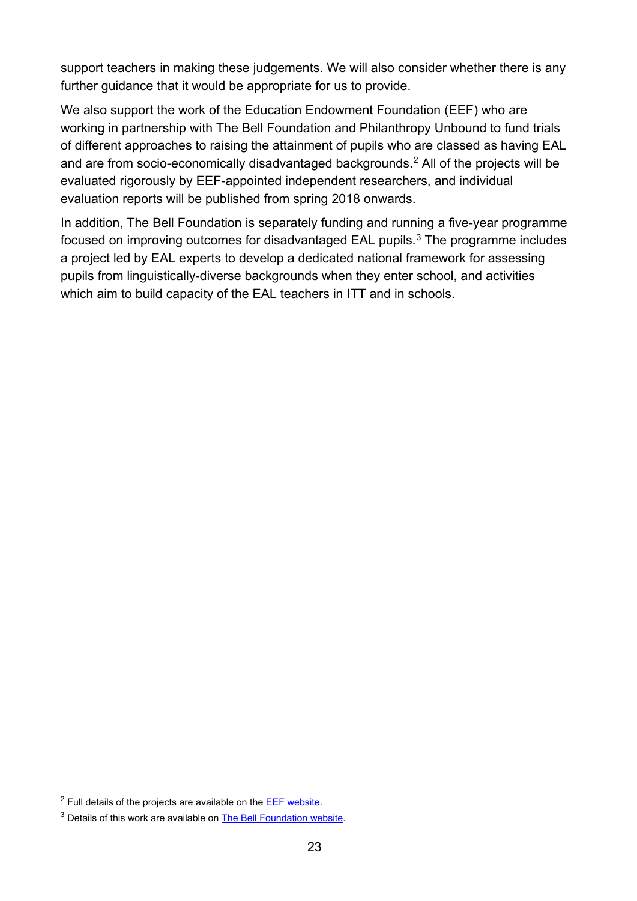support teachers in making these judgements. We will also consider whether there is any further guidance that it would be appropriate for us to provide.

We also support the work of the Education Endowment Foundation (EEF) who are working in partnership with The Bell Foundation and Philanthropy Unbound to fund trials of different approaches to raising the attainment of pupils who are classed as having EAL and are from socio-economically disadvantaged backgrounds.[2] All of the projects will be evaluated rigorously by EEF-appointed independent researchers, and individual evaluation reports will be published from spring 2018 onwards.

In addition, The Bell Foundation is separately funding and running a five-year programme focused on improving outcomes for disadvantaged EAL pupils.[3] The programme includes a project led by EAL experts to develop a dedicated national framework for assessing pupils from linguistically-diverse backgrounds when they enter school, and activities which aim to build capacity of the EAL teachers in ITT and in schools.

---

[2] Full details of the projects are available on the EEF website.

[3] Details of this work are available on The Bell Foundation website.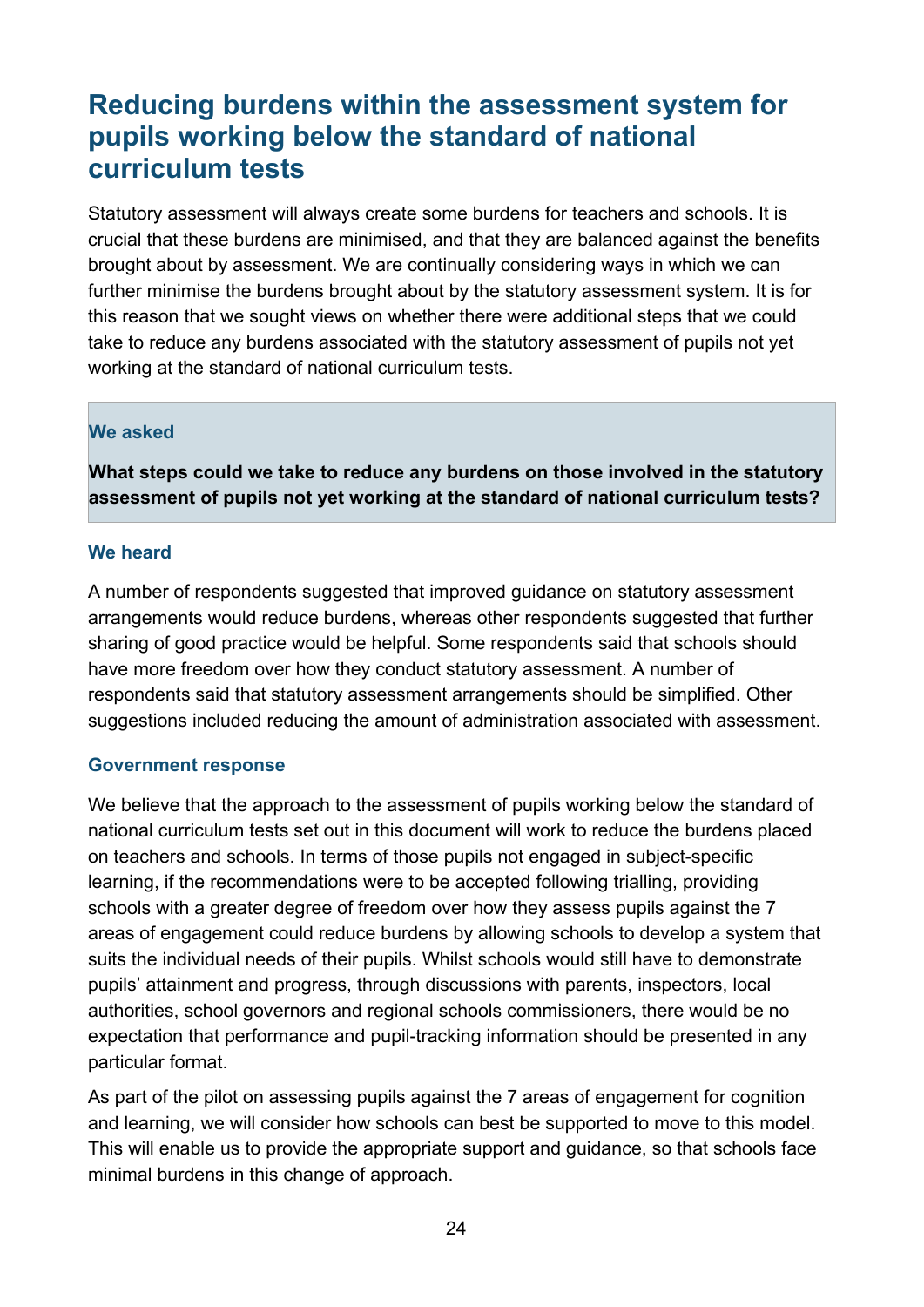## Reducing burdens within the assessment system for pupils working below the standard of national curriculum tests

Statutory assessment will always create some burdens for teachers and schools. It is crucial that these burdens are minimised, and that they are balanced against the benefits brought about by assessment. We are continually considering ways in which we can further minimise the burdens brought about by the statutory assessment system. It is for this reason that we sought views on whether there were additional steps that we could take to reduce any burdens associated with the statutory assessment of pupils not yet working at the standard of national curriculum tests.

#### We asked

**What steps could we take to reduce any burdens on those involved in the statutory assessment of pupils not yet working at the standard of national curriculum tests?**

#### We heard

A number of respondents suggested that improved guidance on statutory assessment arrangements would reduce burdens, whereas other respondents suggested that further sharing of good practice would be helpful. Some respondents said that schools should have more freedom over how they conduct statutory assessment. A number of respondents said that statutory assessment arrangements should be simplified. Other suggestions included reducing the amount of administration associated with assessment.

#### Government response

We believe that the approach to the assessment of pupils working below the standard of national curriculum tests set out in this document will work to reduce the burdens placed on teachers and schools. In terms of those pupils not engaged in subject-specific learning, if the recommendations were to be accepted following trialling, providing schools with a greater degree of freedom over how they assess pupils against the 7 areas of engagement could reduce burdens by allowing schools to develop a system that suits the individual needs of their pupils. Whilst schools would still have to demonstrate pupils' attainment and progress, through discussions with parents, inspectors, local authorities, school governors and regional schools commissioners, there would be no expectation that performance and pupil-tracking information should be presented in any particular format.

As part of the pilot on assessing pupils against the 7 areas of engagement for cognition and learning, we will consider how schools can best be supported to move to this model. This will enable us to provide the appropriate support and guidance, so that schools face minimal burdens in this change of approach.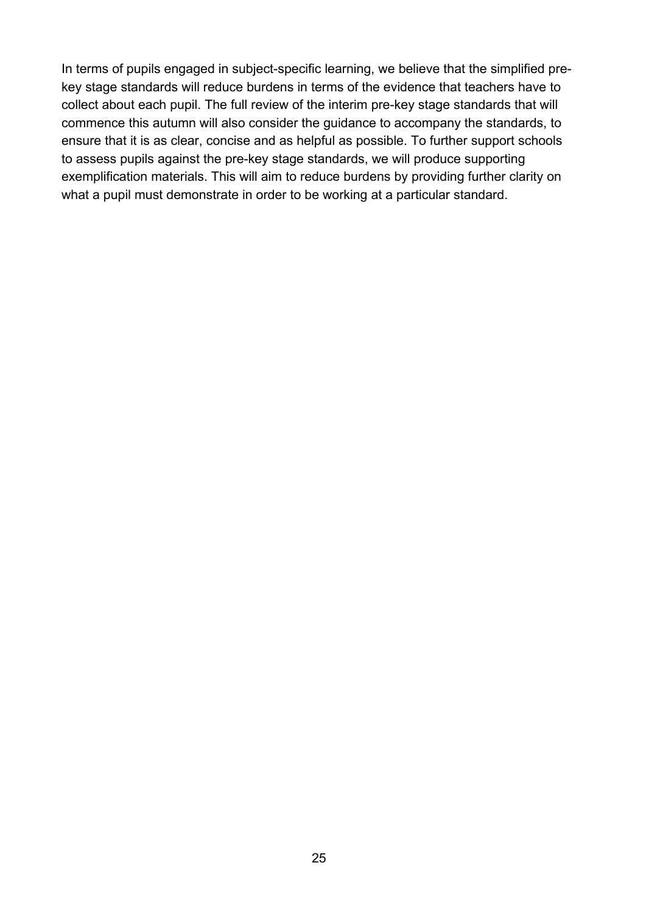In terms of pupils engaged in subject-specific learning, we believe that the simplified pre-key stage standards will reduce burdens in terms of the evidence that teachers have to collect about each pupil. The full review of the interim pre-key stage standards that will commence this autumn will also consider the guidance to accompany the standards, to ensure that it is as clear, concise and as helpful as possible. To further support schools to assess pupils against the pre-key stage standards, we will produce supporting exemplification materials. This will aim to reduce burdens by providing further clarity on what a pupil must demonstrate in order to be working at a particular standard.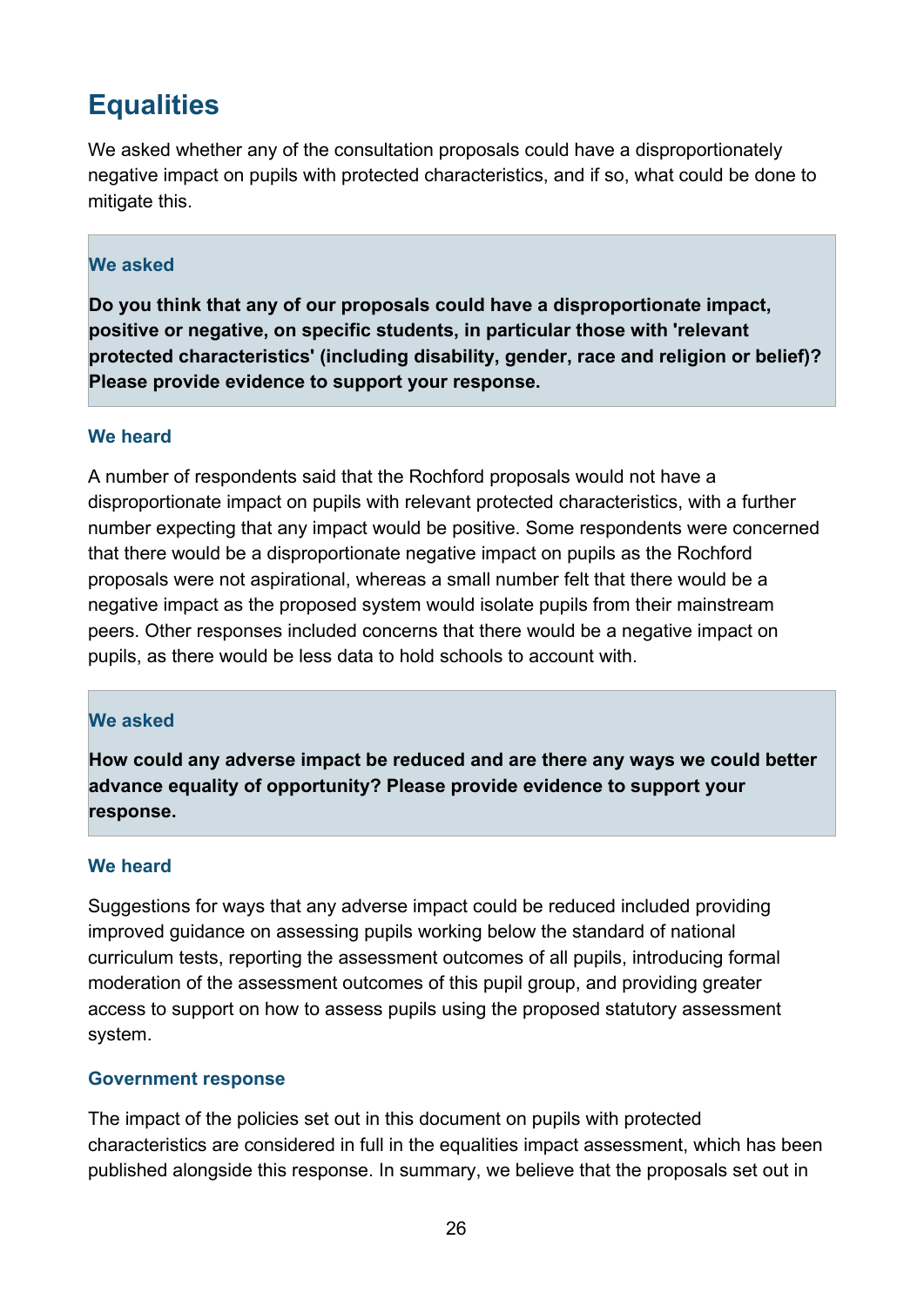## Equalities

We asked whether any of the consultation proposals could have a disproportionately negative impact on pupils with protected characteristics, and if so, what could be done to mitigate this.

### We asked

**Do you think that any of our proposals could have a disproportionate impact, positive or negative, on specific students, in particular those with 'relevant protected characteristics' (including disability, gender, race and religion or belief)? Please provide evidence to support your response.**

### We heard

A number of respondents said that the Rochford proposals would not have a disproportionate impact on pupils with relevant protected characteristics, with a further number expecting that any impact would be positive. Some respondents were concerned that there would be a disproportionate negative impact on pupils as the Rochford proposals were not aspirational, whereas a small number felt that there would be a negative impact as the proposed system would isolate pupils from their mainstream peers. Other responses included concerns that there would be a negative impact on pupils, as there would be less data to hold schools to account with.

### We asked

**How could any adverse impact be reduced and are there any ways we could better advance equality of opportunity? Please provide evidence to support your response.**

### We heard

Suggestions for ways that any adverse impact could be reduced included providing improved guidance on assessing pupils working below the standard of national curriculum tests, reporting the assessment outcomes of all pupils, introducing formal moderation of the assessment outcomes of this pupil group, and providing greater access to support on how to assess pupils using the proposed statutory assessment system.

### Government response

The impact of the policies set out in this document on pupils with protected characteristics are considered in full in the equalities impact assessment, which has been published alongside this response. In summary, we believe that the proposals set out in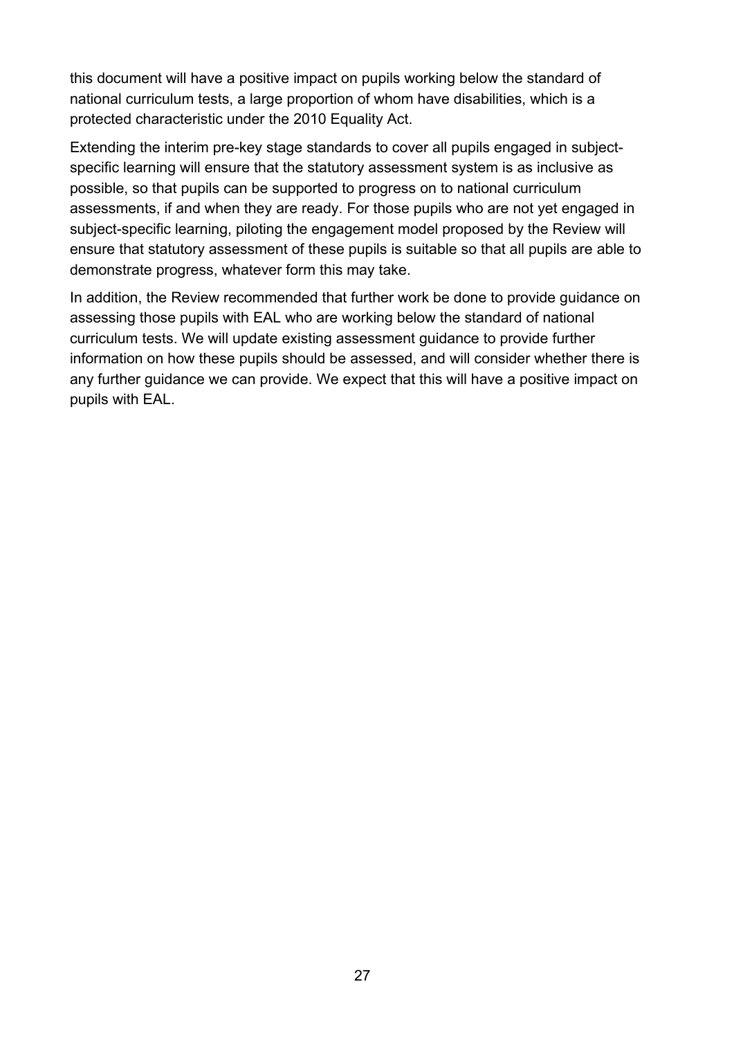this document will have a positive impact on pupils working below the standard of national curriculum tests, a large proportion of whom have disabilities, which is a protected characteristic under the 2010 Equality Act.

Extending the interim pre-key stage standards to cover all pupils engaged in subject-specific learning will ensure that the statutory assessment system is as inclusive as possible, so that pupils can be supported to progress on to national curriculum assessments, if and when they are ready. For those pupils who are not yet engaged in subject-specific learning, piloting the engagement model proposed by the Review will ensure that statutory assessment of these pupils is suitable so that all pupils are able to demonstrate progress, whatever form this may take.

In addition, the Review recommended that further work be done to provide guidance on assessing those pupils with EAL who are working below the standard of national curriculum tests. We will update existing assessment guidance to provide further information on how these pupils should be assessed, and will consider whether there is any further guidance we can provide. We expect that this will have a positive impact on pupils with EAL.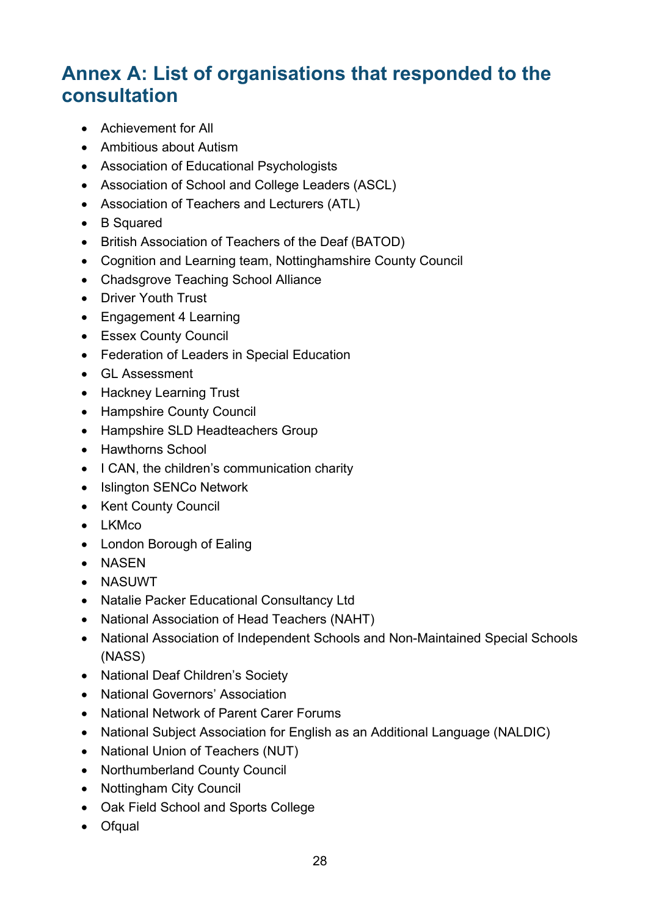# Annex A: List of organisations that responded to the consultation

- Achievement for All
- Ambitious about Autism
- Association of Educational Psychologists
- Association of School and College Leaders (ASCL)
- Association of Teachers and Lecturers (ATL)
- B Squared
- British Association of Teachers of the Deaf (BATOD)
- Cognition and Learning team, Nottinghamshire County Council
- Chadsgrove Teaching School Alliance
- Driver Youth Trust
- Engagement 4 Learning
- Essex County Council
- Federation of Leaders in Special Education
- GL Assessment
- Hackney Learning Trust
- Hampshire County Council
- Hampshire SLD Headteachers Group
- Hawthorns School
- I CAN, the children's communication charity
- Islington SENCo Network
- Kent County Council
- LKMco
- London Borough of Ealing
- NASEN
- NASUWT
- Natalie Packer Educational Consultancy Ltd
- National Association of Head Teachers (NAHT)
- National Association of Independent Schools and Non-Maintained Special Schools (NASS)
- National Deaf Children's Society
- National Governors' Association
- National Network of Parent Carer Forums
- National Subject Association for English as an Additional Language (NALDIC)
- National Union of Teachers (NUT)
- Northumberland County Council
- Nottingham City Council
- Oak Field School and Sports College
- Ofqual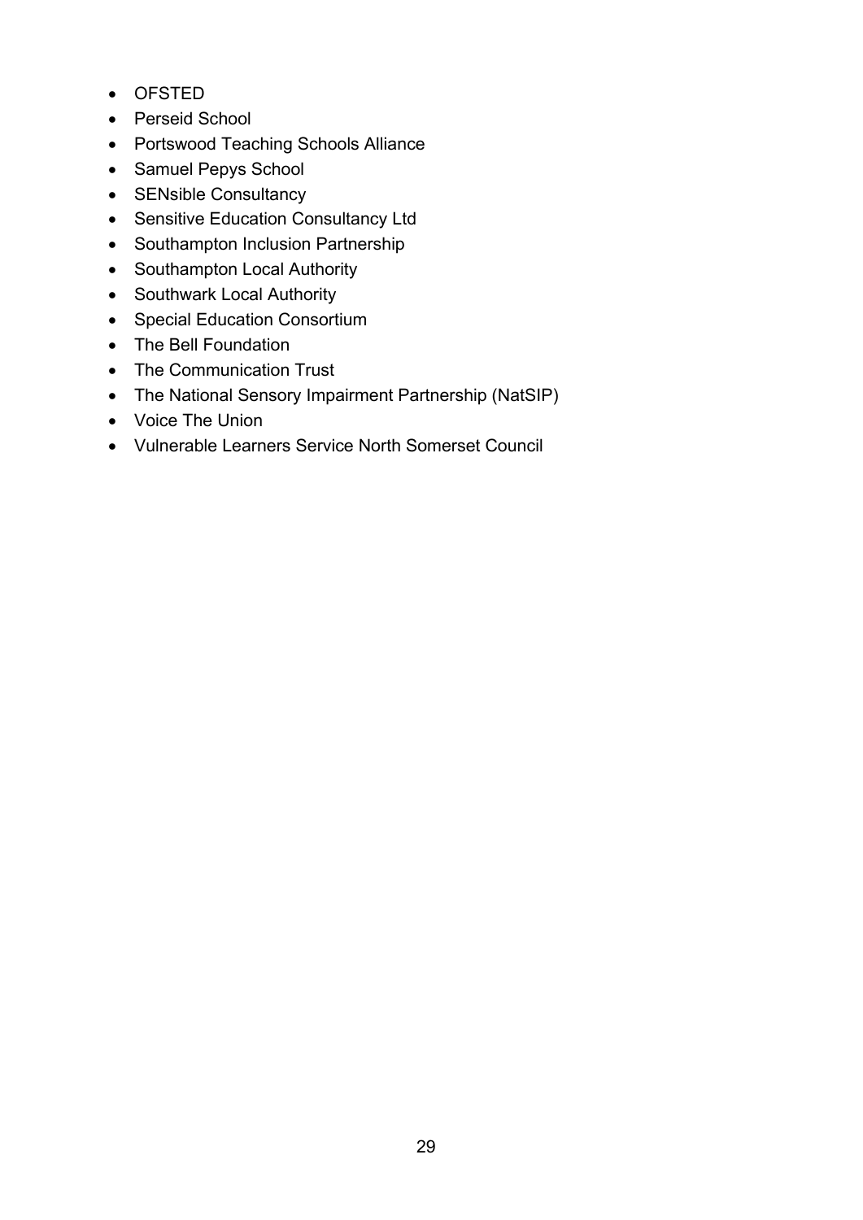- OFSTED
- Perseid School
- Portswood Teaching Schools Alliance
- Samuel Pepys School
- SENsible Consultancy
- Sensitive Education Consultancy Ltd
- Southampton Inclusion Partnership
- Southampton Local Authority
- Southwark Local Authority
- Special Education Consortium
- The Bell Foundation
- The Communication Trust
- The National Sensory Impairment Partnership (NatSIP)
- Voice The Union
- Vulnerable Learners Service North Somerset Council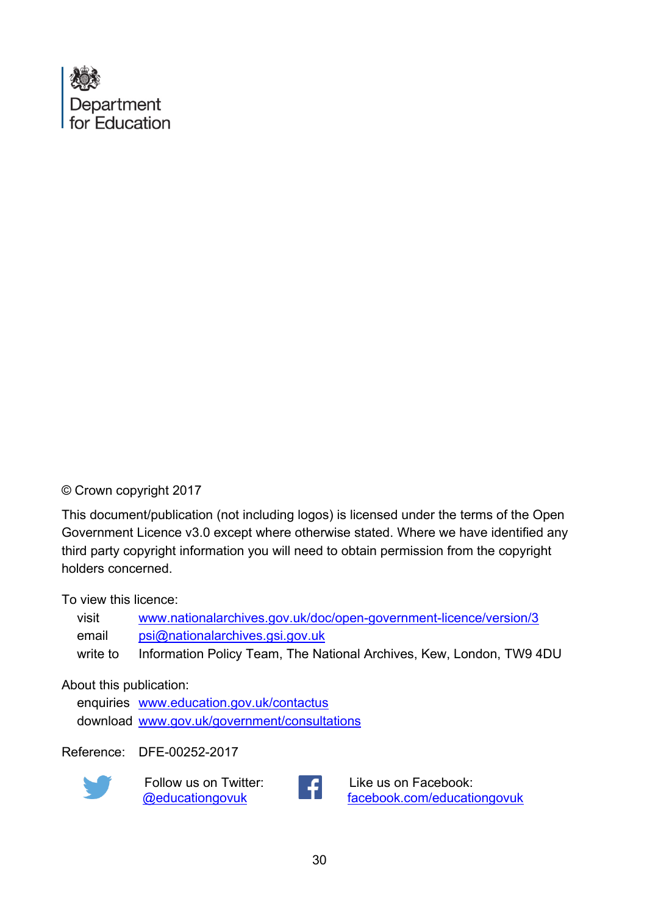Department for Education

© Crown copyright 2017

This document/publication (not including logos) is licensed under the terms of the Open Government Licence v3.0 except where otherwise stated. Where we have identified any third party copyright information you will need to obtain permission from the copyright holders concerned.

To view this licence:

visit www.nationalarchives.gov.uk/doc/open-government-licence/version/3
email psi@nationalarchives.gsi.gov.uk
write to Information Policy Team, The National Archives, Kew, London, TW9 4DU

About this publication:

enquiries www.education.gov.uk/contactus
download www.gov.uk/government/consultations

Reference: DFE-00252-2017

Follow us on Twitter: @educationgovuk

Like us on Facebook: facebook.com/educationgovuk